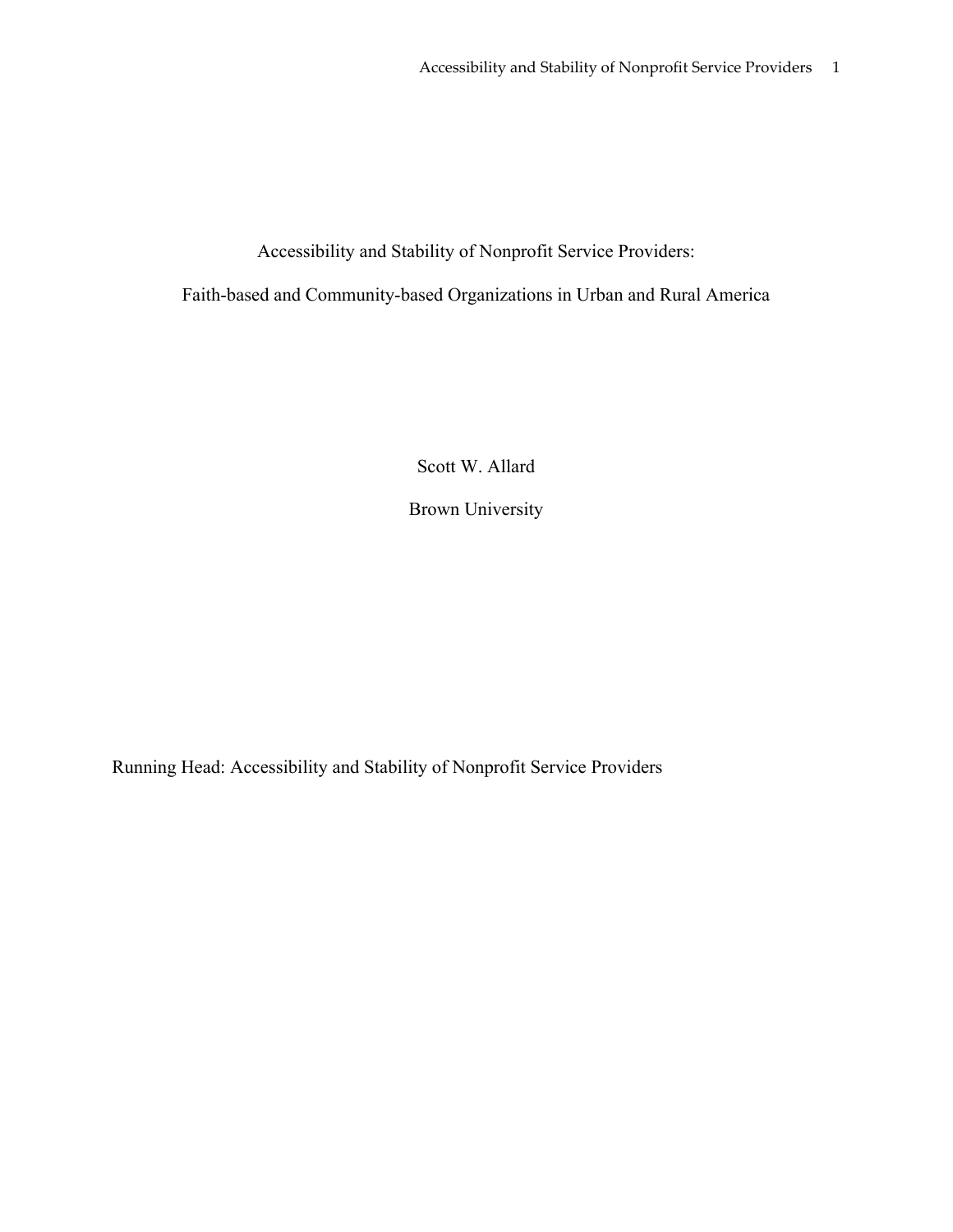# Accessibility and Stability of Nonprofit Service Providers:

## Faith-based and Community-based Organizations in Urban and Rural America

Scott W. Allard

Brown University

Running Head: Accessibility and Stability of Nonprofit Service Providers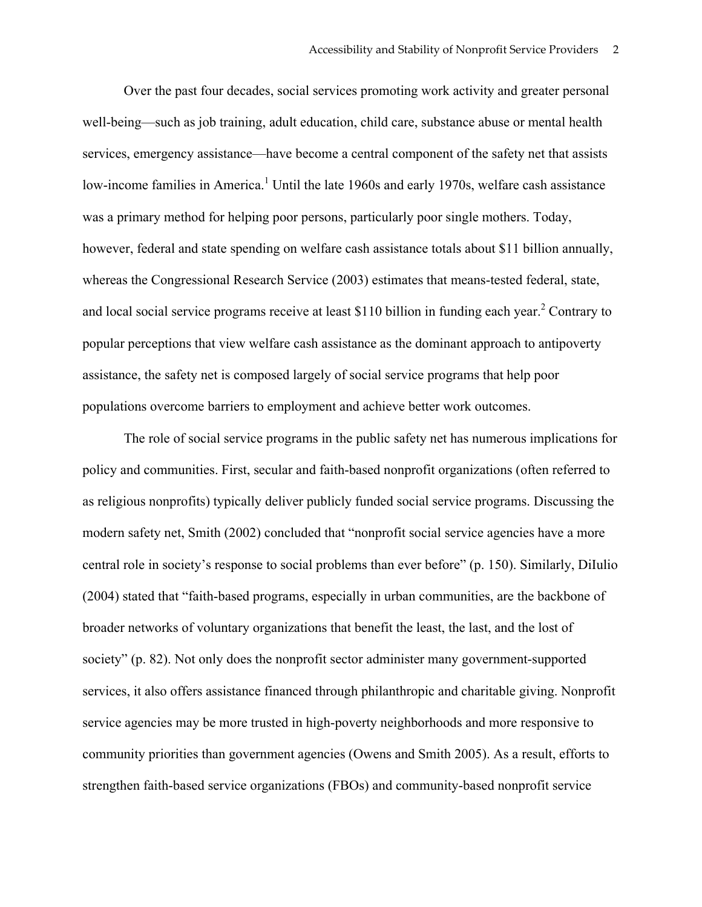Over the past four decades, social services promoting work activity and greater personal well-being—such as job training, adult education, child care, substance abuse or mental health services, emergency assistance—have become a central component of the safety net that assists low-income families in America.[1] Until the late 1960s and early 1970s, welfare cash assistance was a primary method for helping poor persons, particularly poor single mothers. Today, however, federal and state spending on welfare cash assistance totals about $11 billion annually, whereas the Congressional Research Service (2003) estimates that means-tested federal, state, and local social service programs receive at least $110 billion in funding each year.[2] Contrary to popular perceptions that view welfare cash assistance as the dominant approach to antipoverty assistance, the safety net is composed largely of social service programs that help poor populations overcome barriers to employment and achieve better work outcomes.

The role of social service programs in the public safety net has numerous implications for policy and communities. First, secular and faith-based nonprofit organizations (often referred to as religious nonprofits) typically deliver publicly funded social service programs. Discussing the modern safety net, Smith (2002) concluded that "nonprofit social service agencies have a more central role in society's response to social problems than ever before" (p. 150). Similarly, DiIulio (2004) stated that "faith-based programs, especially in urban communities, are the backbone of broader networks of voluntary organizations that benefit the least, the last, and the lost of society" (p. 82). Not only does the nonprofit sector administer many government-supported services, it also offers assistance financed through philanthropic and charitable giving. Nonprofit service agencies may be more trusted in high-poverty neighborhoods and more responsive to community priorities than government agencies (Owens and Smith 2005). As a result, efforts to strengthen faith-based service organizations (FBOs) and community-based nonprofit service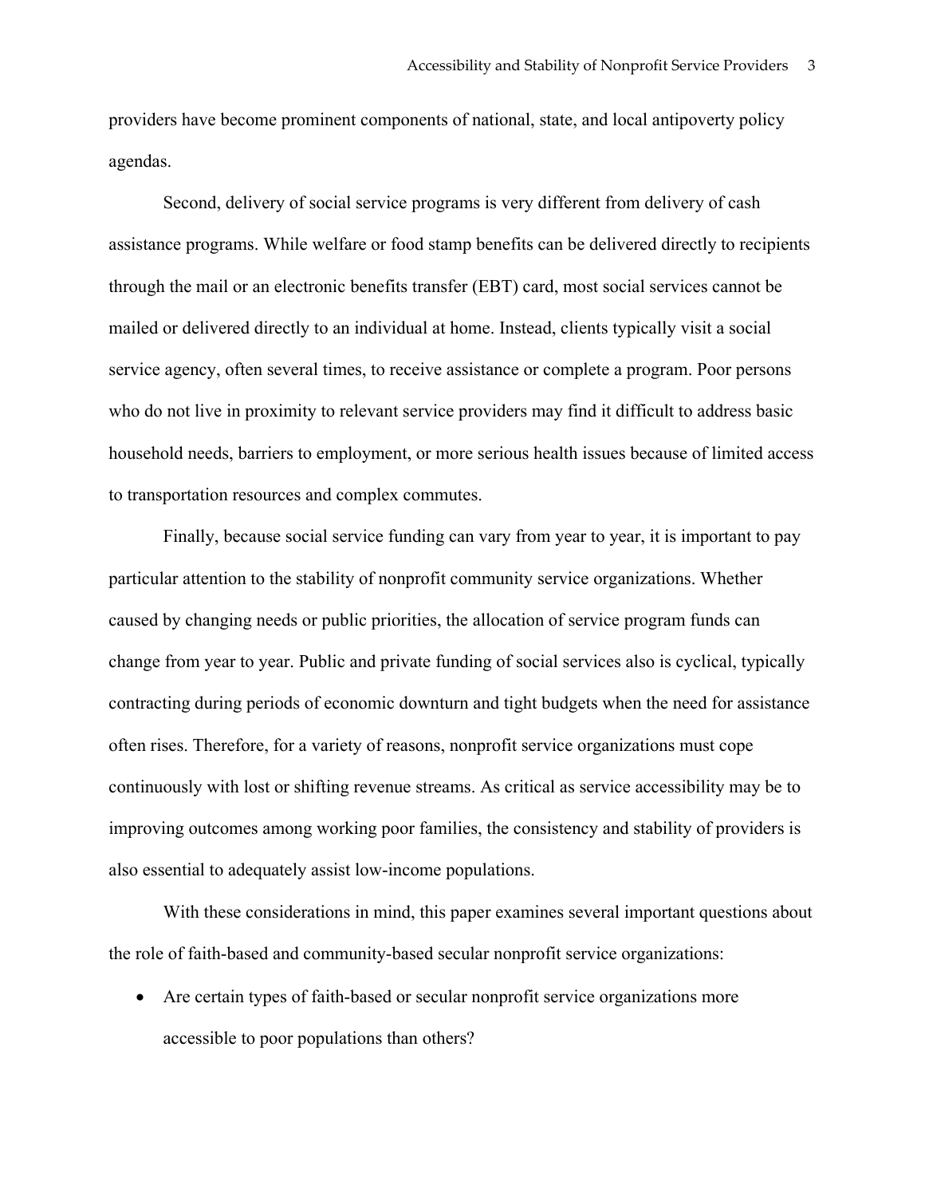providers have become prominent components of national, state, and local antipoverty policy agendas.

Second, delivery of social service programs is very different from delivery of cash assistance programs. While welfare or food stamp benefits can be delivered directly to recipients through the mail or an electronic benefits transfer (EBT) card, most social services cannot be mailed or delivered directly to an individual at home. Instead, clients typically visit a social service agency, often several times, to receive assistance or complete a program. Poor persons who do not live in proximity to relevant service providers may find it difficult to address basic household needs, barriers to employment, or more serious health issues because of limited access to transportation resources and complex commutes.

Finally, because social service funding can vary from year to year, it is important to pay particular attention to the stability of nonprofit community service organizations. Whether caused by changing needs or public priorities, the allocation of service program funds can change from year to year. Public and private funding of social services also is cyclical, typically contracting during periods of economic downturn and tight budgets when the need for assistance often rises. Therefore, for a variety of reasons, nonprofit service organizations must cope continuously with lost or shifting revenue streams. As critical as service accessibility may be to improving outcomes among working poor families, the consistency and stability of providers is also essential to adequately assist low-income populations.

With these considerations in mind, this paper examines several important questions about the role of faith-based and community-based secular nonprofit service organizations:

- Are certain types of faith-based or secular nonprofit service organizations more accessible to poor populations than others?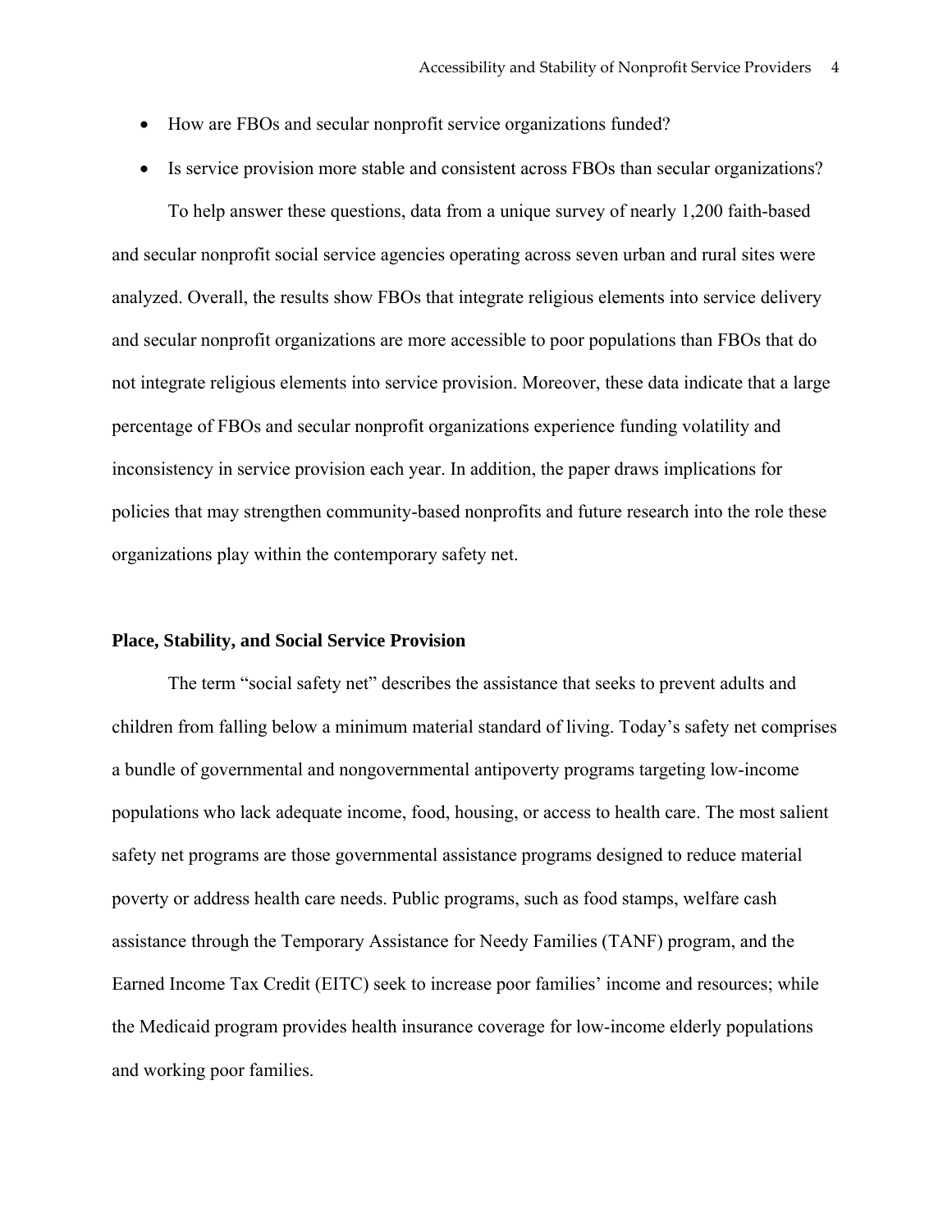- How are FBOs and secular nonprofit service organizations funded?
- Is service provision more stable and consistent across FBOs than secular organizations?

To help answer these questions, data from a unique survey of nearly 1,200 faith-based and secular nonprofit social service agencies operating across seven urban and rural sites were analyzed. Overall, the results show FBOs that integrate religious elements into service delivery and secular nonprofit organizations are more accessible to poor populations than FBOs that do not integrate religious elements into service provision. Moreover, these data indicate that a large percentage of FBOs and secular nonprofit organizations experience funding volatility and inconsistency in service provision each year. In addition, the paper draws implications for policies that may strengthen community-based nonprofits and future research into the role these organizations play within the contemporary safety net.

## Place, Stability, and Social Service Provision

The term "social safety net" describes the assistance that seeks to prevent adults and children from falling below a minimum material standard of living. Today's safety net comprises a bundle of governmental and nongovernmental antipoverty programs targeting low-income populations who lack adequate income, food, housing, or access to health care. The most salient safety net programs are those governmental assistance programs designed to reduce material poverty or address health care needs. Public programs, such as food stamps, welfare cash assistance through the Temporary Assistance for Needy Families (TANF) program, and the Earned Income Tax Credit (EITC) seek to increase poor families' income and resources; while the Medicaid program provides health insurance coverage for low-income elderly populations and working poor families.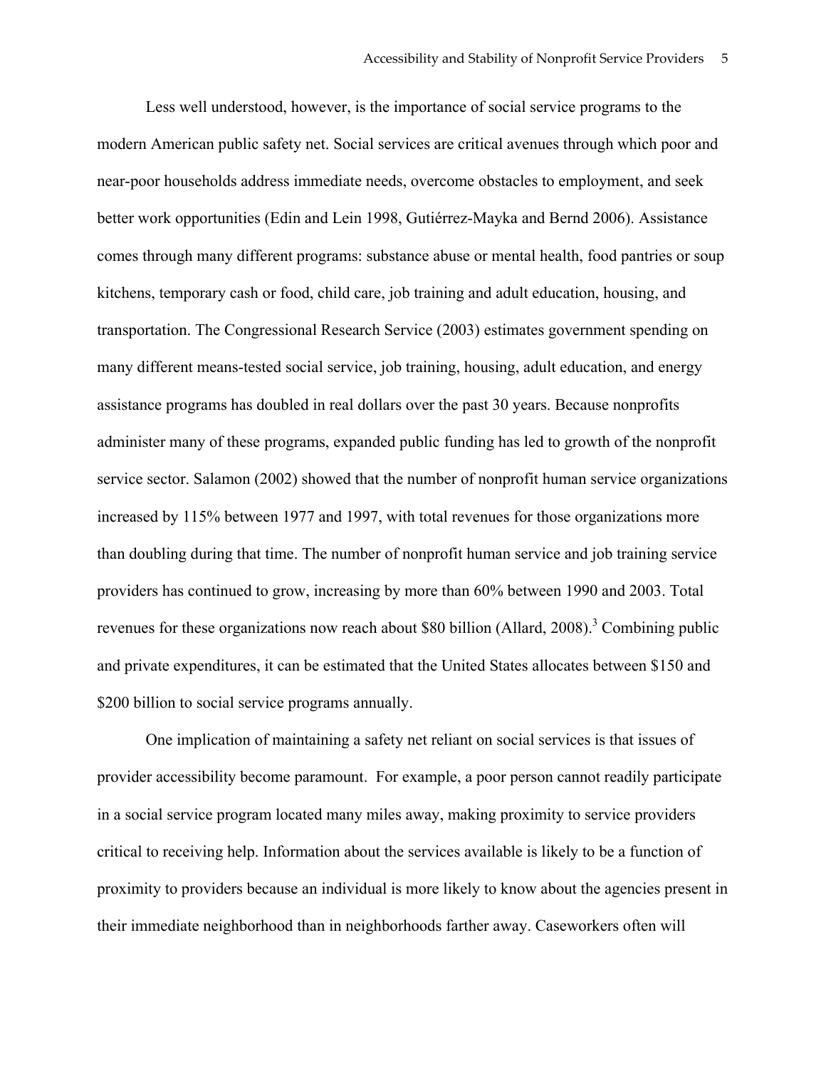Less well understood, however, is the importance of social service programs to the modern American public safety net. Social services are critical avenues through which poor and near-poor households address immediate needs, overcome obstacles to employment, and seek better work opportunities (Edin and Lein 1998, Gutiérrez-Mayka and Bernd 2006). Assistance comes through many different programs: substance abuse or mental health, food pantries or soup kitchens, temporary cash or food, child care, job training and adult education, housing, and transportation. The Congressional Research Service (2003) estimates government spending on many different means-tested social service, job training, housing, adult education, and energy assistance programs has doubled in real dollars over the past 30 years. Because nonprofits administer many of these programs, expanded public funding has led to growth of the nonprofit service sector. Salamon (2002) showed that the number of nonprofit human service organizations increased by 115% between 1977 and 1997, with total revenues for those organizations more than doubling during that time. The number of nonprofit human service and job training service providers has continued to grow, increasing by more than 60% between 1990 and 2003. Total revenues for these organizations now reach about $80 billion (Allard, 2008).[3] Combining public and private expenditures, it can be estimated that the United States allocates between $150 and $200 billion to social service programs annually.

One implication of maintaining a safety net reliant on social services is that issues of provider accessibility become paramount. For example, a poor person cannot readily participate in a social service program located many miles away, making proximity to service providers critical to receiving help. Information about the services available is likely to be a function of proximity to providers because an individual is more likely to know about the agencies present in their immediate neighborhood than in neighborhoods farther away. Caseworkers often will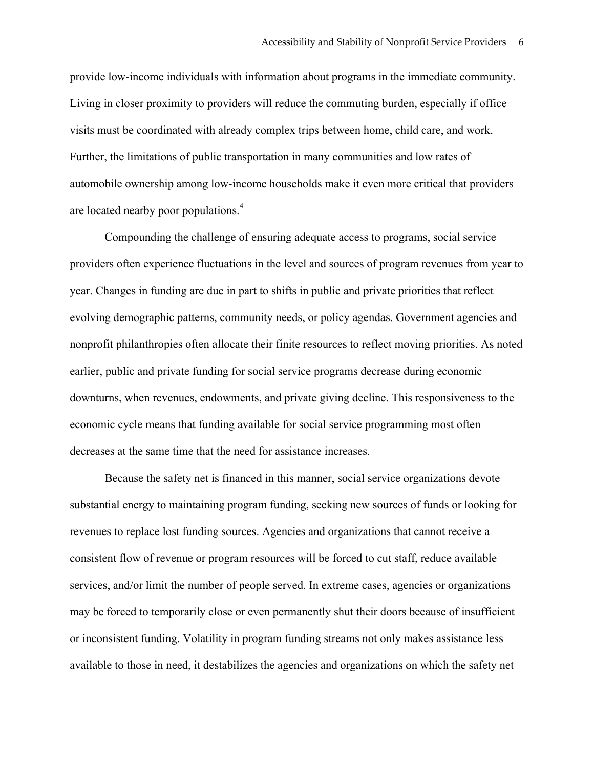provide low-income individuals with information about programs in the immediate community. Living in closer proximity to providers will reduce the commuting burden, especially if office visits must be coordinated with already complex trips between home, child care, and work. Further, the limitations of public transportation in many communities and low rates of automobile ownership among low-income households make it even more critical that providers are located nearby poor populations.[4]

Compounding the challenge of ensuring adequate access to programs, social service providers often experience fluctuations in the level and sources of program revenues from year to year. Changes in funding are due in part to shifts in public and private priorities that reflect evolving demographic patterns, community needs, or policy agendas. Government agencies and nonprofit philanthropies often allocate their finite resources to reflect moving priorities. As noted earlier, public and private funding for social service programs decrease during economic downturns, when revenues, endowments, and private giving decline. This responsiveness to the economic cycle means that funding available for social service programming most often decreases at the same time that the need for assistance increases.

Because the safety net is financed in this manner, social service organizations devote substantial energy to maintaining program funding, seeking new sources of funds or looking for revenues to replace lost funding sources. Agencies and organizations that cannot receive a consistent flow of revenue or program resources will be forced to cut staff, reduce available services, and/or limit the number of people served. In extreme cases, agencies or organizations may be forced to temporarily close or even permanently shut their doors because of insufficient or inconsistent funding. Volatility in program funding streams not only makes assistance less available to those in need, it destabilizes the agencies and organizations on which the safety net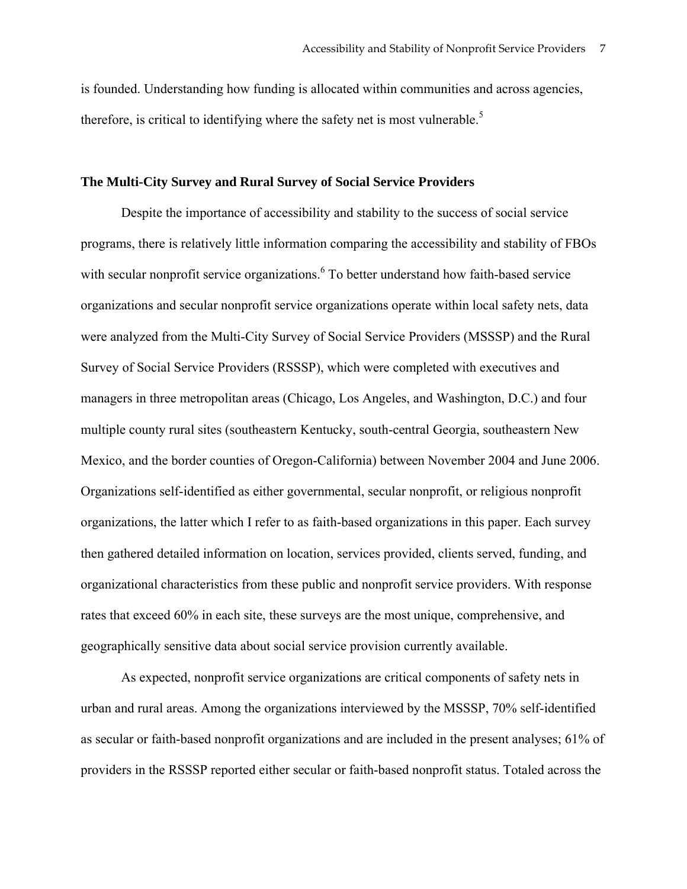is founded. Understanding how funding is allocated within communities and across agencies, therefore, is critical to identifying where the safety net is most vulnerable.[5]

## The Multi-City Survey and Rural Survey of Social Service Providers

Despite the importance of accessibility and stability to the success of social service programs, there is relatively little information comparing the accessibility and stability of FBOs with secular nonprofit service organizations.[6] To better understand how faith-based service organizations and secular nonprofit service organizations operate within local safety nets, data were analyzed from the Multi-City Survey of Social Service Providers (MSSSP) and the Rural Survey of Social Service Providers (RSSSP), which were completed with executives and managers in three metropolitan areas (Chicago, Los Angeles, and Washington, D.C.) and four multiple county rural sites (southeastern Kentucky, south-central Georgia, southeastern New Mexico, and the border counties of Oregon-California) between November 2004 and June 2006. Organizations self-identified as either governmental, secular nonprofit, or religious nonprofit organizations, the latter which I refer to as faith-based organizations in this paper. Each survey then gathered detailed information on location, services provided, clients served, funding, and organizational characteristics from these public and nonprofit service providers. With response rates that exceed 60% in each site, these surveys are the most unique, comprehensive, and geographically sensitive data about social service provision currently available.

As expected, nonprofit service organizations are critical components of safety nets in urban and rural areas. Among the organizations interviewed by the MSSSP, 70% self-identified as secular or faith-based nonprofit organizations and are included in the present analyses; 61% of providers in the RSSSP reported either secular or faith-based nonprofit status. Totaled across the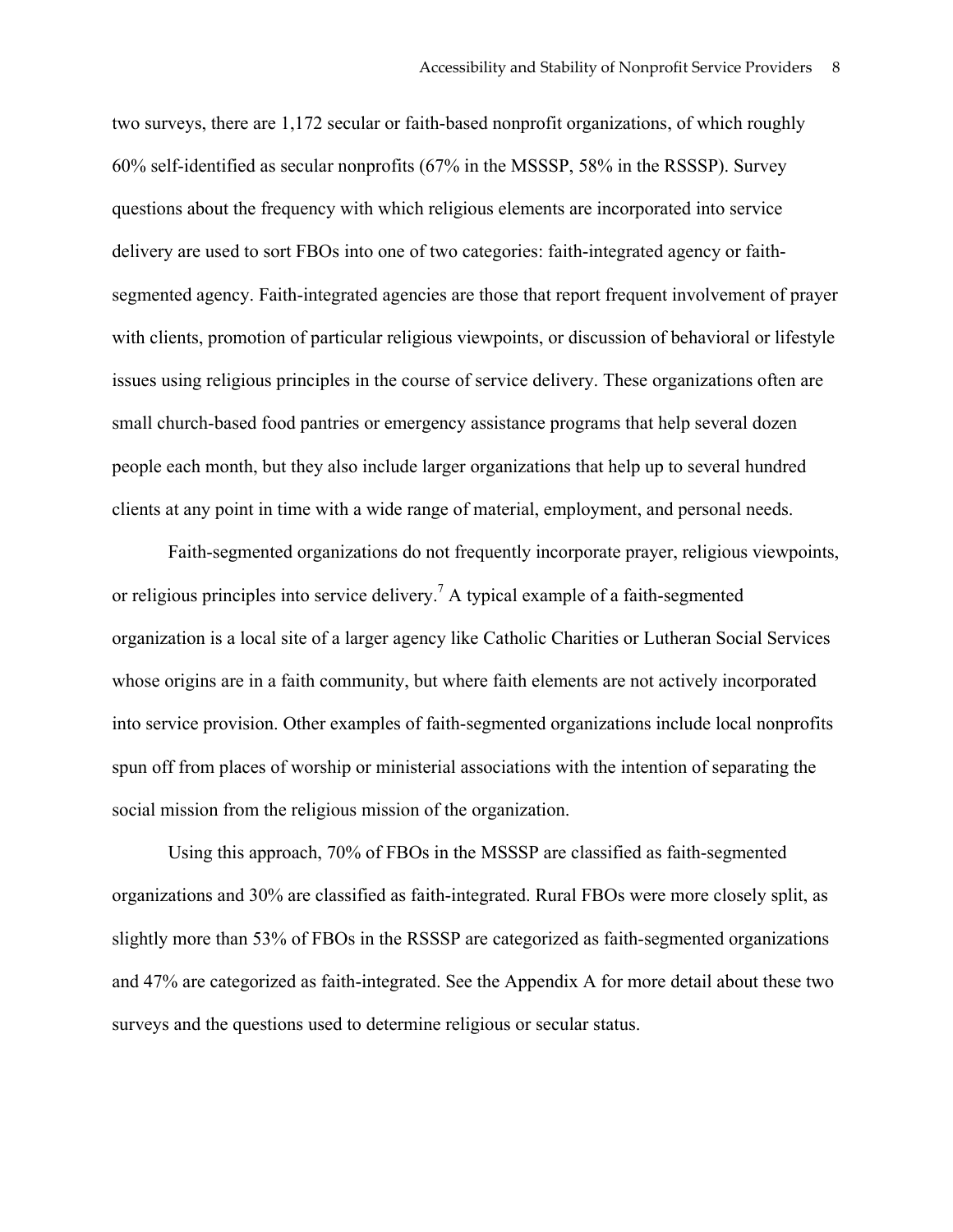two surveys, there are 1,172 secular or faith-based nonprofit organizations, of which roughly 60% self-identified as secular nonprofits (67% in the MSSSP, 58% in the RSSSP). Survey questions about the frequency with which religious elements are incorporated into service delivery are used to sort FBOs into one of two categories: faith-integrated agency or faith-segmented agency. Faith-integrated agencies are those that report frequent involvement of prayer with clients, promotion of particular religious viewpoints, or discussion of behavioral or lifestyle issues using religious principles in the course of service delivery. These organizations often are small church-based food pantries or emergency assistance programs that help several dozen people each month, but they also include larger organizations that help up to several hundred clients at any point in time with a wide range of material, employment, and personal needs.

Faith-segmented organizations do not frequently incorporate prayer, religious viewpoints, or religious principles into service delivery.[7] A typical example of a faith-segmented organization is a local site of a larger agency like Catholic Charities or Lutheran Social Services whose origins are in a faith community, but where faith elements are not actively incorporated into service provision. Other examples of faith-segmented organizations include local nonprofits spun off from places of worship or ministerial associations with the intention of separating the social mission from the religious mission of the organization.

Using this approach, 70% of FBOs in the MSSSP are classified as faith-segmented organizations and 30% are classified as faith-integrated. Rural FBOs were more closely split, as slightly more than 53% of FBOs in the RSSSP are categorized as faith-segmented organizations and 47% are categorized as faith-integrated. See the Appendix A for more detail about these two surveys and the questions used to determine religious or secular status.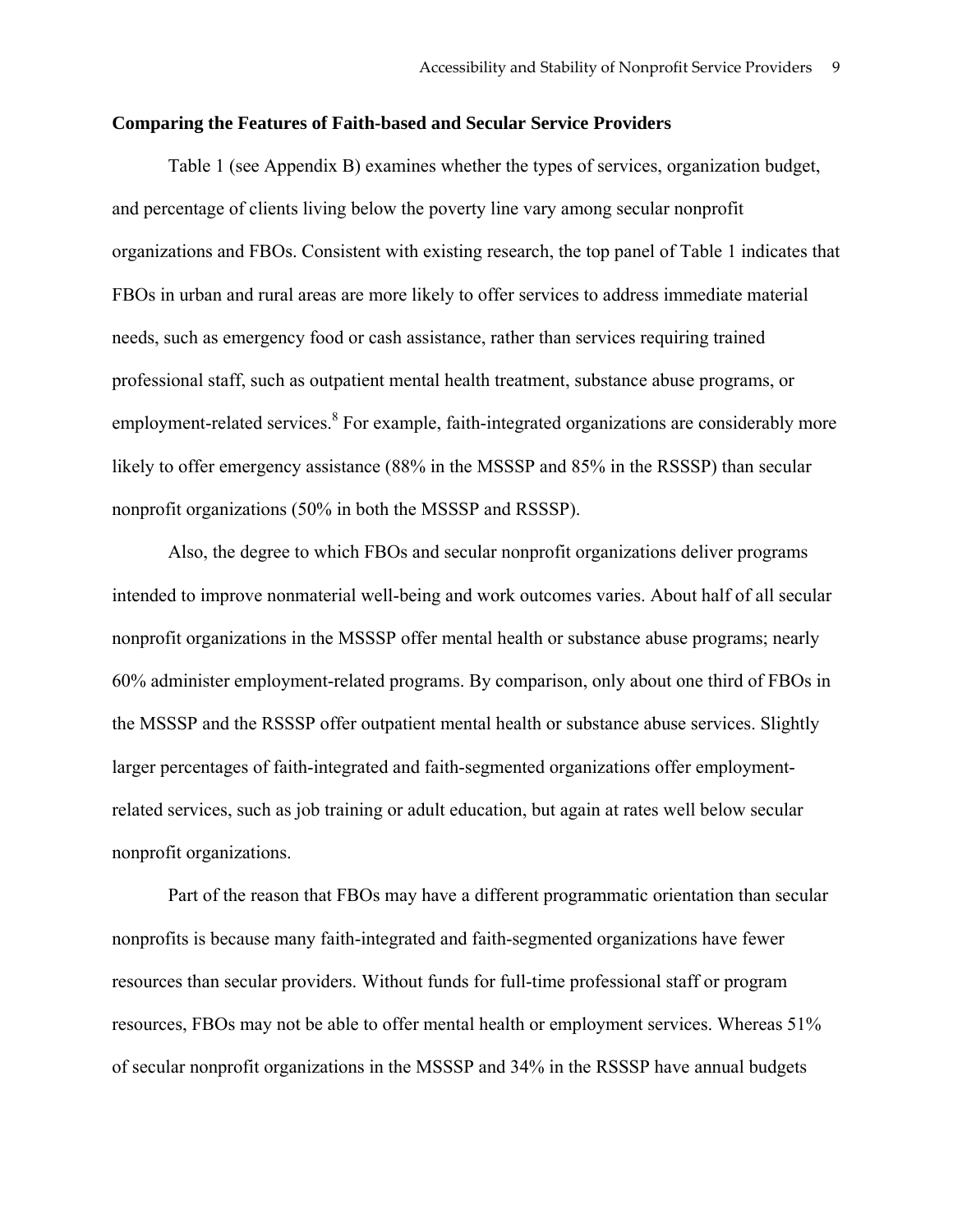### Comparing the Features of Faith-based and Secular Service Providers

Table 1 (see Appendix B) examines whether the types of services, organization budget, and percentage of clients living below the poverty line vary among secular nonprofit organizations and FBOs. Consistent with existing research, the top panel of Table 1 indicates that FBOs in urban and rural areas are more likely to offer services to address immediate material needs, such as emergency food or cash assistance, rather than services requiring trained professional staff, such as outpatient mental health treatment, substance abuse programs, or employment-related services.[8] For example, faith-integrated organizations are considerably more likely to offer emergency assistance (88% in the MSSSP and 85% in the RSSSP) than secular nonprofit organizations (50% in both the MSSSP and RSSSP).

Also, the degree to which FBOs and secular nonprofit organizations deliver programs intended to improve nonmaterial well-being and work outcomes varies. About half of all secular nonprofit organizations in the MSSSP offer mental health or substance abuse programs; nearly 60% administer employment-related programs. By comparison, only about one third of FBOs in the MSSSP and the RSSSP offer outpatient mental health or substance abuse services. Slightly larger percentages of faith-integrated and faith-segmented organizations offer employment-related services, such as job training or adult education, but again at rates well below secular nonprofit organizations.

Part of the reason that FBOs may have a different programmatic orientation than secular nonprofits is because many faith-integrated and faith-segmented organizations have fewer resources than secular providers. Without funds for full-time professional staff or program resources, FBOs may not be able to offer mental health or employment services. Whereas 51% of secular nonprofit organizations in the MSSSP and 34% in the RSSSP have annual budgets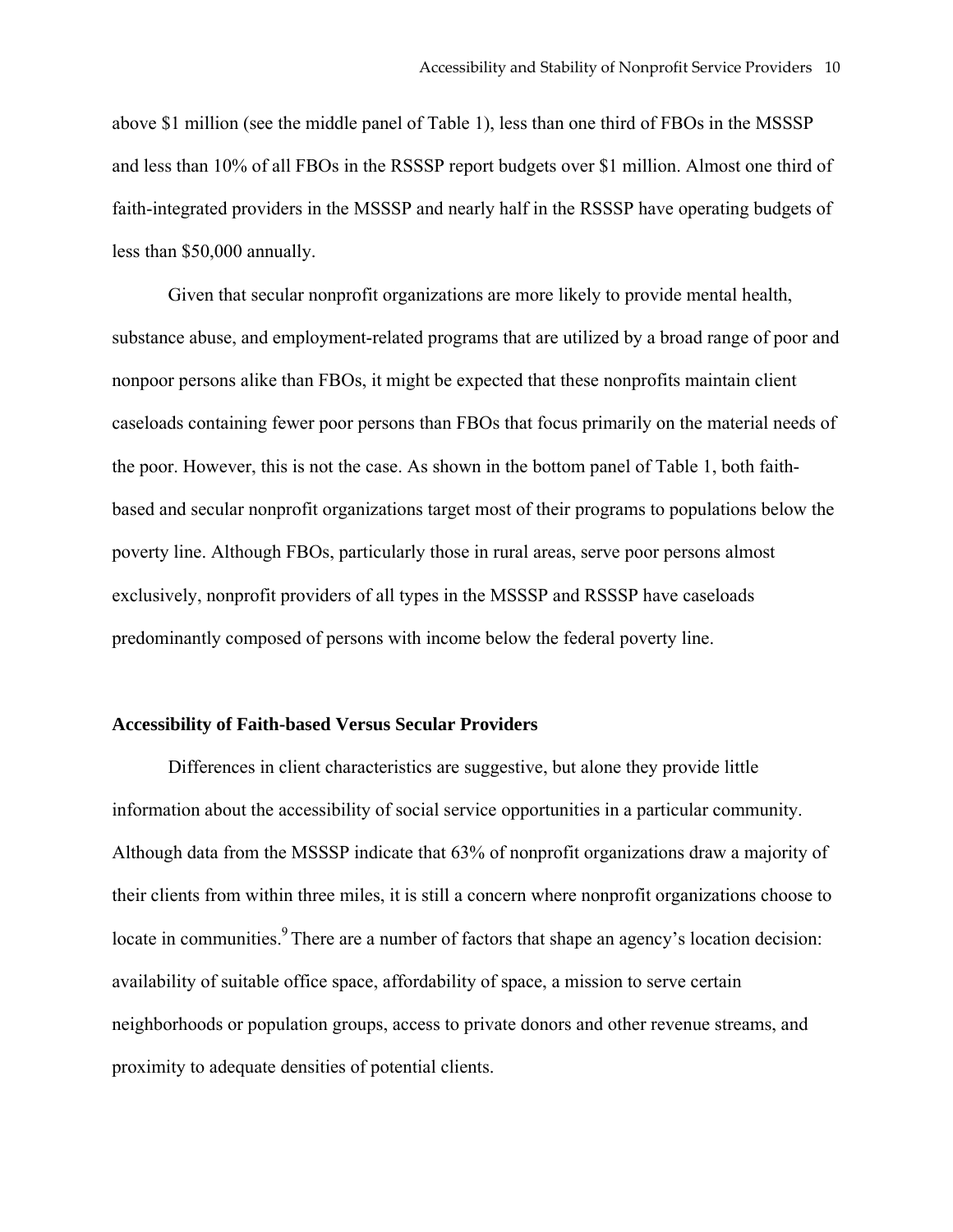above $1 million (see the middle panel of Table 1), less than one third of FBOs in the MSSSP and less than 10% of all FBOs in the RSSSP report budgets over $1 million. Almost one third of faith-integrated providers in the MSSSP and nearly half in the RSSSP have operating budgets of less than $50,000 annually.

Given that secular nonprofit organizations are more likely to provide mental health, substance abuse, and employment-related programs that are utilized by a broad range of poor and nonpoor persons alike than FBOs, it might be expected that these nonprofits maintain client caseloads containing fewer poor persons than FBOs that focus primarily on the material needs of the poor. However, this is not the case. As shown in the bottom panel of Table 1, both faith-based and secular nonprofit organizations target most of their programs to populations below the poverty line. Although FBOs, particularly those in rural areas, serve poor persons almost exclusively, nonprofit providers of all types in the MSSSP and RSSSP have caseloads predominantly composed of persons with income below the federal poverty line.

**Accessibility of Faith-based Versus Secular Providers**

Differences in client characteristics are suggestive, but alone they provide little information about the accessibility of social service opportunities in a particular community. Although data from the MSSSP indicate that 63% of nonprofit organizations draw a majority of their clients from within three miles, it is still a concern where nonprofit organizations choose to locate in communities.[9] There are a number of factors that shape an agency's location decision: availability of suitable office space, affordability of space, a mission to serve certain neighborhoods or population groups, access to private donors and other revenue streams, and proximity to adequate densities of potential clients.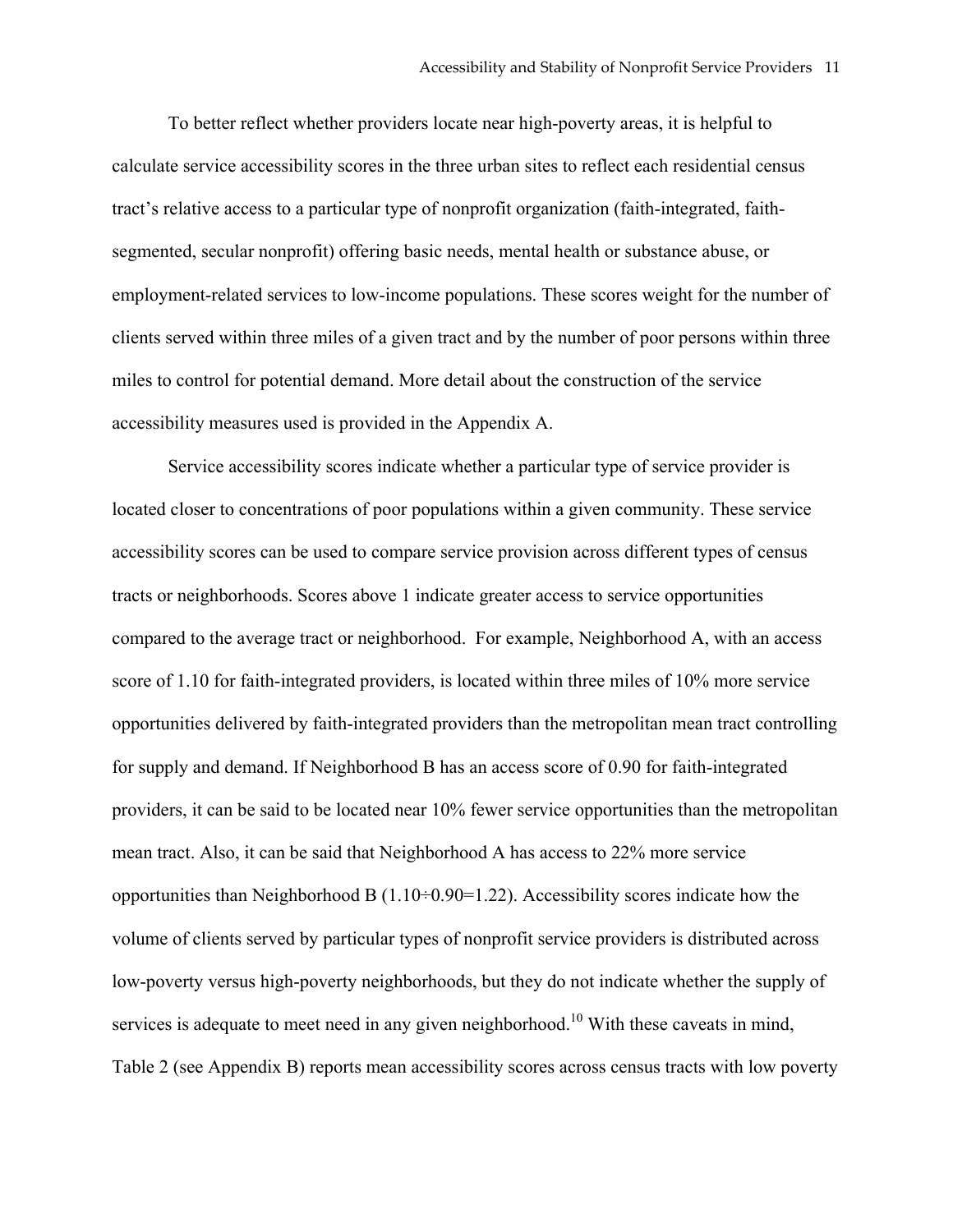To better reflect whether providers locate near high-poverty areas, it is helpful to calculate service accessibility scores in the three urban sites to reflect each residential census tract's relative access to a particular type of nonprofit organization (faith-integrated, faith-segmented, secular nonprofit) offering basic needs, mental health or substance abuse, or employment-related services to low-income populations. These scores weight for the number of clients served within three miles of a given tract and by the number of poor persons within three miles to control for potential demand. More detail about the construction of the service accessibility measures used is provided in the Appendix A.

Service accessibility scores indicate whether a particular type of service provider is located closer to concentrations of poor populations within a given community. These service accessibility scores can be used to compare service provision across different types of census tracts or neighborhoods. Scores above 1 indicate greater access to service opportunities compared to the average tract or neighborhood. For example, Neighborhood A, with an access score of 1.10 for faith-integrated providers, is located within three miles of 10% more service opportunities delivered by faith-integrated providers than the metropolitan mean tract controlling for supply and demand. If Neighborhood B has an access score of 0.90 for faith-integrated providers, it can be said to be located near 10% fewer service opportunities than the metropolitan mean tract. Also, it can be said that Neighborhood A has access to 22% more service opportunities than Neighborhood B (1.10÷0.90=1.22). Accessibility scores indicate how the volume of clients served by particular types of nonprofit service providers is distributed across low-poverty versus high-poverty neighborhoods, but they do not indicate whether the supply of services is adequate to meet need in any given neighborhood.[10] With these caveats in mind, Table 2 (see Appendix B) reports mean accessibility scores across census tracts with low poverty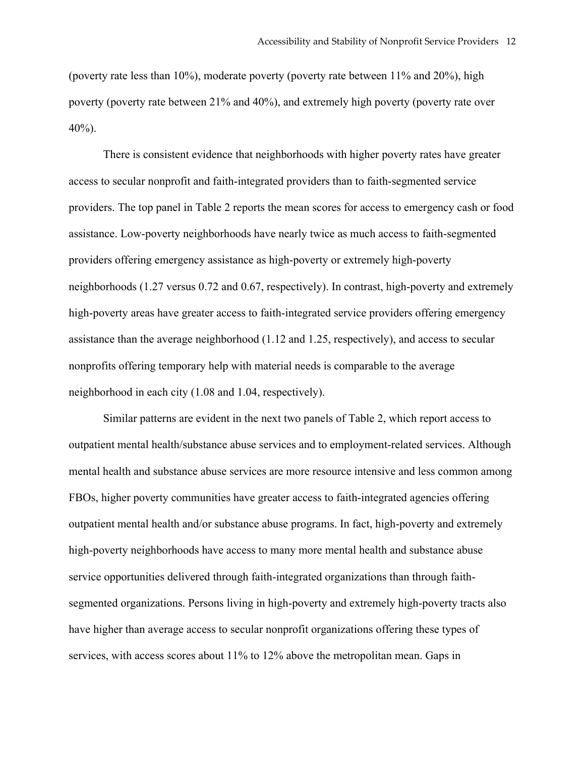(poverty rate less than 10%), moderate poverty (poverty rate between 11% and 20%), high poverty (poverty rate between 21% and 40%), and extremely high poverty (poverty rate over 40%).

There is consistent evidence that neighborhoods with higher poverty rates have greater access to secular nonprofit and faith-integrated providers than to faith-segmented service providers. The top panel in Table 2 reports the mean scores for access to emergency cash or food assistance. Low-poverty neighborhoods have nearly twice as much access to faith-segmented providers offering emergency assistance as high-poverty or extremely high-poverty neighborhoods (1.27 versus 0.72 and 0.67, respectively). In contrast, high-poverty and extremely high-poverty areas have greater access to faith-integrated service providers offering emergency assistance than the average neighborhood (1.12 and 1.25, respectively), and access to secular nonprofits offering temporary help with material needs is comparable to the average neighborhood in each city (1.08 and 1.04, respectively).

Similar patterns are evident in the next two panels of Table 2, which report access to outpatient mental health/substance abuse services and to employment-related services. Although mental health and substance abuse services are more resource intensive and less common among FBOs, higher poverty communities have greater access to faith-integrated agencies offering outpatient mental health and/or substance abuse programs. In fact, high-poverty and extremely high-poverty neighborhoods have access to many more mental health and substance abuse service opportunities delivered through faith-integrated organizations than through faith-segmented organizations. Persons living in high-poverty and extremely high-poverty tracts also have higher than average access to secular nonprofit organizations offering these types of services, with access scores about 11% to 12% above the metropolitan mean. Gaps in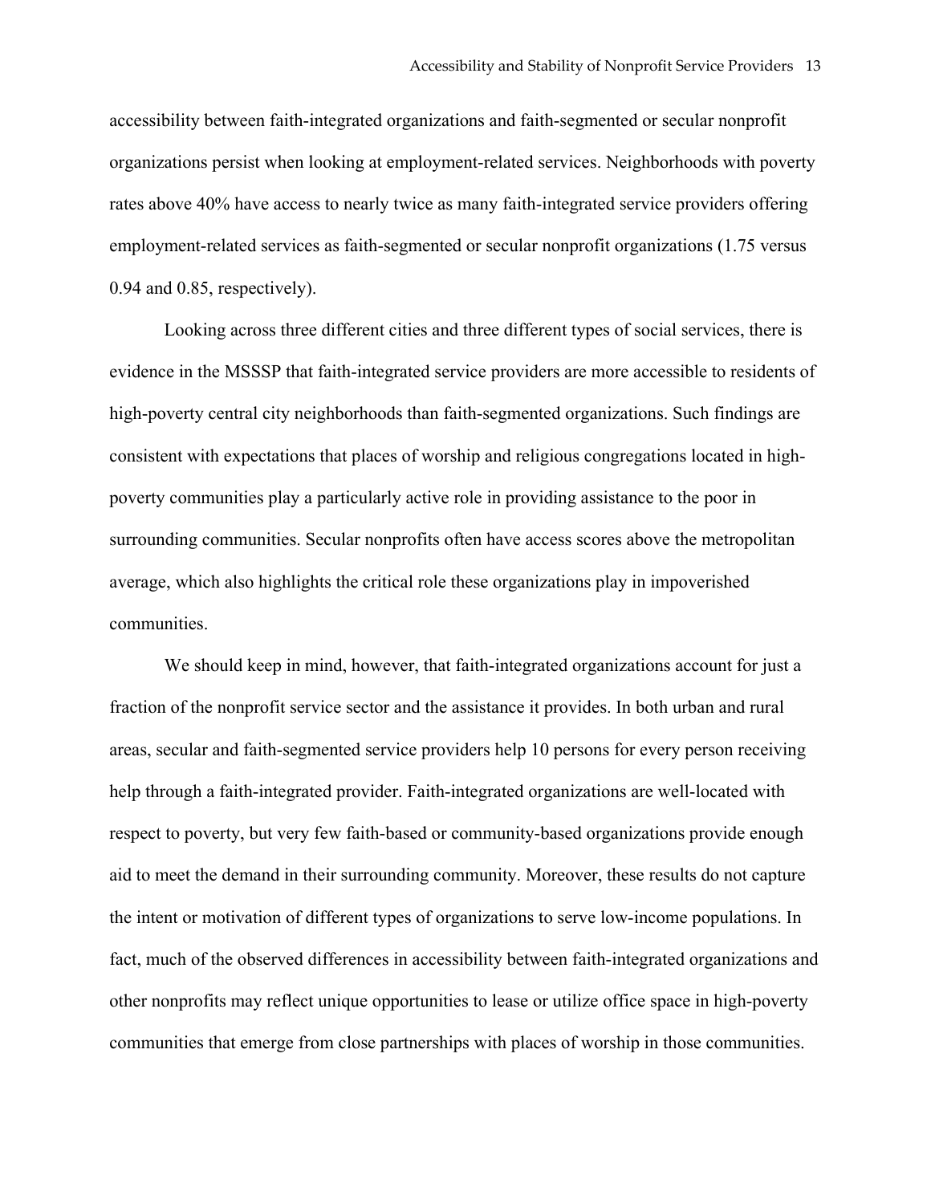accessibility between faith-integrated organizations and faith-segmented or secular nonprofit organizations persist when looking at employment-related services. Neighborhoods with poverty rates above 40% have access to nearly twice as many faith-integrated service providers offering employment-related services as faith-segmented or secular nonprofit organizations (1.75 versus 0.94 and 0.85, respectively).

Looking across three different cities and three different types of social services, there is evidence in the MSSSP that faith-integrated service providers are more accessible to residents of high-poverty central city neighborhoods than faith-segmented organizations. Such findings are consistent with expectations that places of worship and religious congregations located in high-poverty communities play a particularly active role in providing assistance to the poor in surrounding communities. Secular nonprofits often have access scores above the metropolitan average, which also highlights the critical role these organizations play in impoverished communities.

We should keep in mind, however, that faith-integrated organizations account for just a fraction of the nonprofit service sector and the assistance it provides. In both urban and rural areas, secular and faith-segmented service providers help 10 persons for every person receiving help through a faith-integrated provider. Faith-integrated organizations are well-located with respect to poverty, but very few faith-based or community-based organizations provide enough aid to meet the demand in their surrounding community. Moreover, these results do not capture the intent or motivation of different types of organizations to serve low-income populations. In fact, much of the observed differences in accessibility between faith-integrated organizations and other nonprofits may reflect unique opportunities to lease or utilize office space in high-poverty communities that emerge from close partnerships with places of worship in those communities.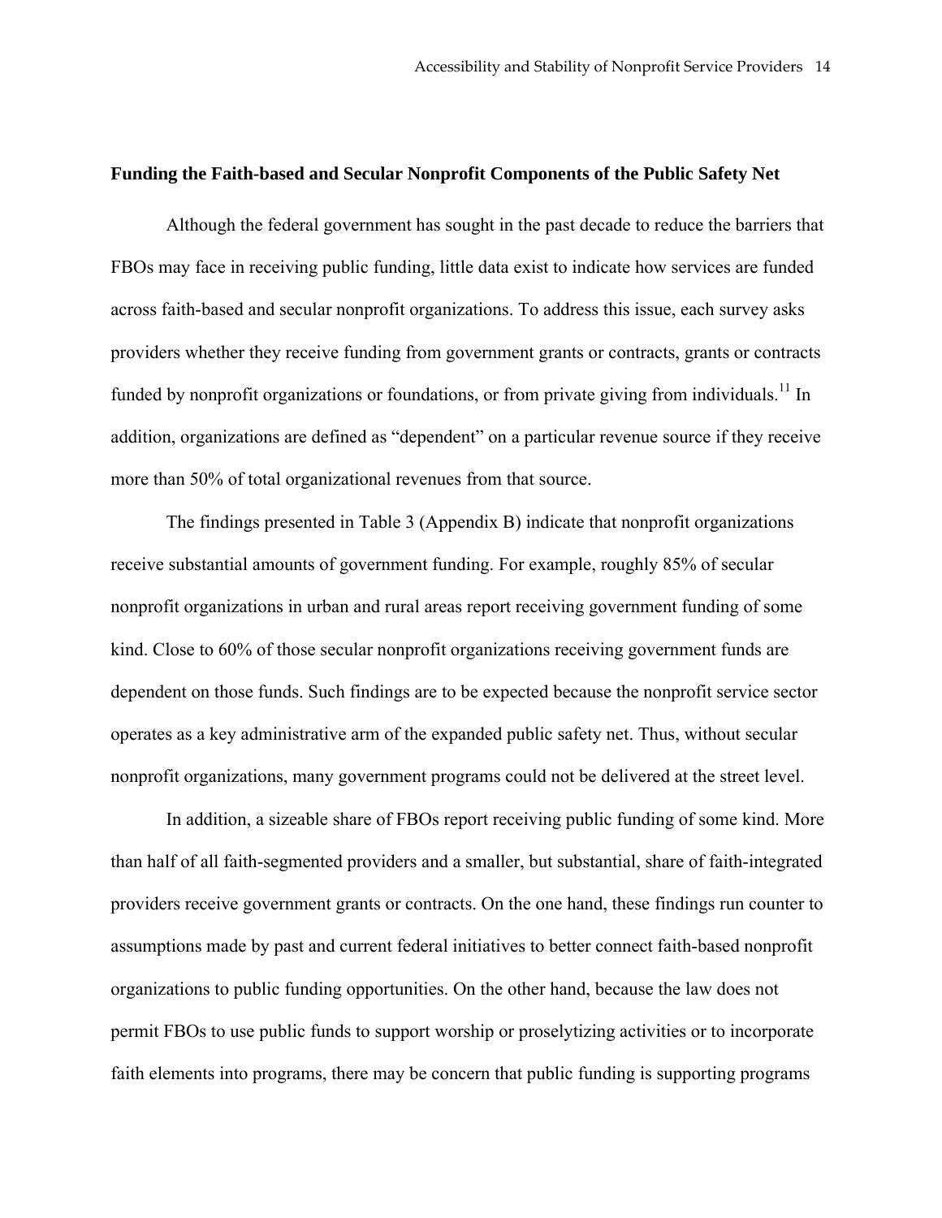**Funding the Faith-based and Secular Nonprofit Components of the Public Safety Net**

Although the federal government has sought in the past decade to reduce the barriers that FBOs may face in receiving public funding, little data exist to indicate how services are funded across faith-based and secular nonprofit organizations. To address this issue, each survey asks providers whether they receive funding from government grants or contracts, grants or contracts funded by nonprofit organizations or foundations, or from private giving from individuals.[11] In addition, organizations are defined as "dependent" on a particular revenue source if they receive more than 50% of total organizational revenues from that source.

The findings presented in Table 3 (Appendix B) indicate that nonprofit organizations receive substantial amounts of government funding. For example, roughly 85% of secular nonprofit organizations in urban and rural areas report receiving government funding of some kind. Close to 60% of those secular nonprofit organizations receiving government funds are dependent on those funds. Such findings are to be expected because the nonprofit service sector operates as a key administrative arm of the expanded public safety net. Thus, without secular nonprofit organizations, many government programs could not be delivered at the street level.

In addition, a sizeable share of FBOs report receiving public funding of some kind. More than half of all faith-segmented providers and a smaller, but substantial, share of faith-integrated providers receive government grants or contracts. On the one hand, these findings run counter to assumptions made by past and current federal initiatives to better connect faith-based nonprofit organizations to public funding opportunities. On the other hand, because the law does not permit FBOs to use public funds to support worship or proselytizing activities or to incorporate faith elements into programs, there may be concern that public funding is supporting programs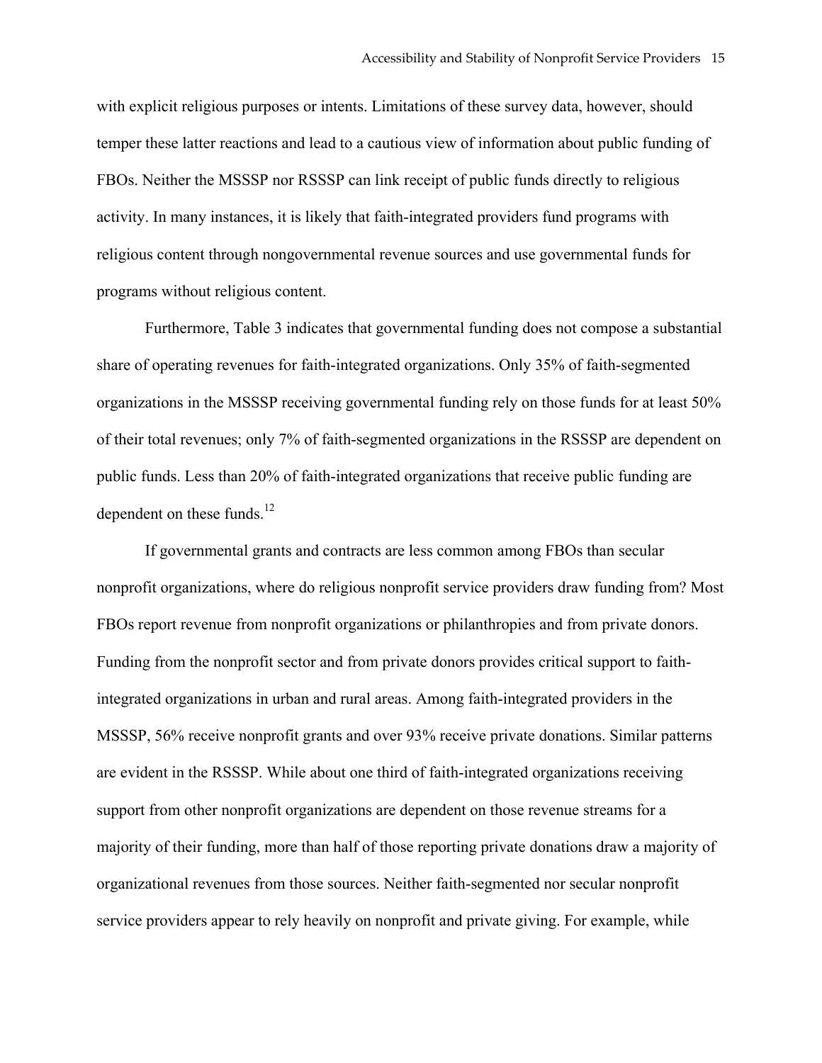with explicit religious purposes or intents. Limitations of these survey data, however, should temper these latter reactions and lead to a cautious view of information about public funding of FBOs. Neither the MSSSP nor RSSSP can link receipt of public funds directly to religious activity. In many instances, it is likely that faith-integrated providers fund programs with religious content through nongovernmental revenue sources and use governmental funds for programs without religious content.

Furthermore, Table 3 indicates that governmental funding does not compose a substantial share of operating revenues for faith-integrated organizations. Only 35% of faith-segmented organizations in the MSSSP receiving governmental funding rely on those funds for at least 50% of their total revenues; only 7% of faith-segmented organizations in the RSSSP are dependent on public funds. Less than 20% of faith-integrated organizations that receive public funding are dependent on these funds.[12]

If governmental grants and contracts are less common among FBOs than secular nonprofit organizations, where do religious nonprofit service providers draw funding from? Most FBOs report revenue from nonprofit organizations or philanthropies and from private donors. Funding from the nonprofit sector and from private donors provides critical support to faith-integrated organizations in urban and rural areas. Among faith-integrated providers in the MSSSP, 56% receive nonprofit grants and over 93% receive private donations. Similar patterns are evident in the RSSSP. While about one third of faith-integrated organizations receiving support from other nonprofit organizations are dependent on those revenue streams for a majority of their funding, more than half of those reporting private donations draw a majority of organizational revenues from those sources. Neither faith-segmented nor secular nonprofit service providers appear to rely heavily on nonprofit and private giving. For example, while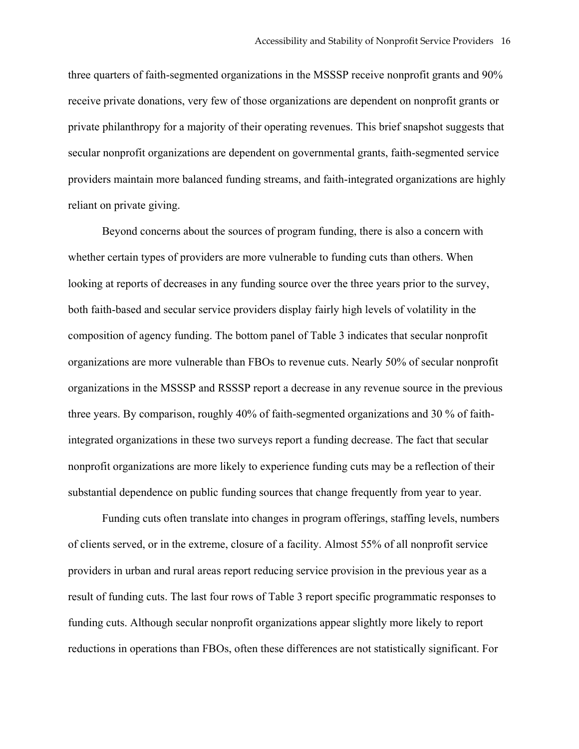three quarters of faith-segmented organizations in the MSSSP receive nonprofit grants and 90% receive private donations, very few of those organizations are dependent on nonprofit grants or private philanthropy for a majority of their operating revenues. This brief snapshot suggests that secular nonprofit organizations are dependent on governmental grants, faith-segmented service providers maintain more balanced funding streams, and faith-integrated organizations are highly reliant on private giving.

Beyond concerns about the sources of program funding, there is also a concern with whether certain types of providers are more vulnerable to funding cuts than others. When looking at reports of decreases in any funding source over the three years prior to the survey, both faith-based and secular service providers display fairly high levels of volatility in the composition of agency funding. The bottom panel of Table 3 indicates that secular nonprofit organizations are more vulnerable than FBOs to revenue cuts. Nearly 50% of secular nonprofit organizations in the MSSSP and RSSSP report a decrease in any revenue source in the previous three years. By comparison, roughly 40% of faith-segmented organizations and 30 % of faith-integrated organizations in these two surveys report a funding decrease. The fact that secular nonprofit organizations are more likely to experience funding cuts may be a reflection of their substantial dependence on public funding sources that change frequently from year to year.

Funding cuts often translate into changes in program offerings, staffing levels, numbers of clients served, or in the extreme, closure of a facility. Almost 55% of all nonprofit service providers in urban and rural areas report reducing service provision in the previous year as a result of funding cuts. The last four rows of Table 3 report specific programmatic responses to funding cuts. Although secular nonprofit organizations appear slightly more likely to report reductions in operations than FBOs, often these differences are not statistically significant. For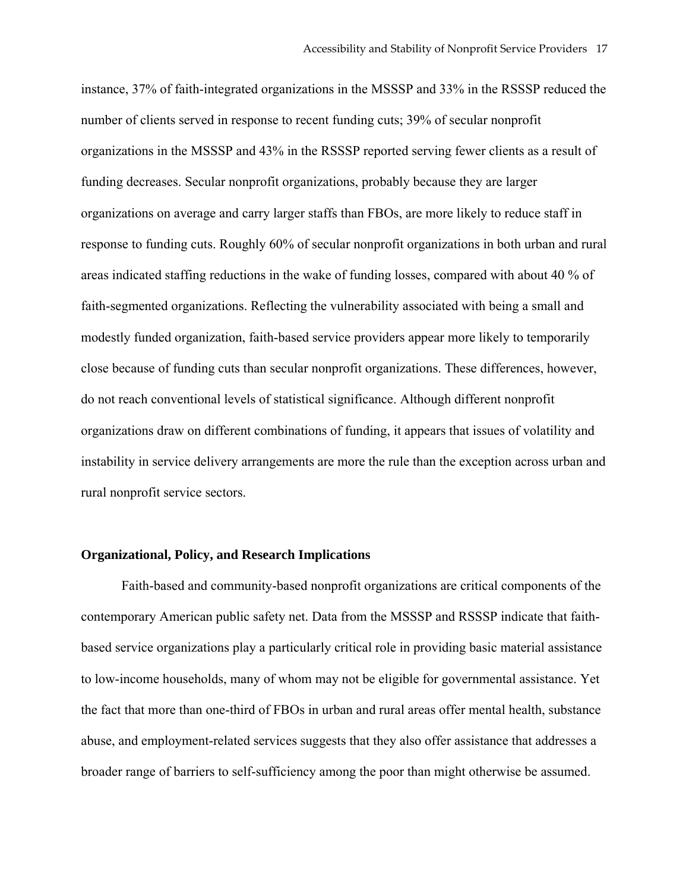instance, 37% of faith-integrated organizations in the MSSSP and 33% in the RSSSP reduced the number of clients served in response to recent funding cuts; 39% of secular nonprofit organizations in the MSSSP and 43% in the RSSSP reported serving fewer clients as a result of funding decreases. Secular nonprofit organizations, probably because they are larger organizations on average and carry larger staffs than FBOs, are more likely to reduce staff in response to funding cuts. Roughly 60% of secular nonprofit organizations in both urban and rural areas indicated staffing reductions in the wake of funding losses, compared with about 40 % of faith-segmented organizations. Reflecting the vulnerability associated with being a small and modestly funded organization, faith-based service providers appear more likely to temporarily close because of funding cuts than secular nonprofit organizations. These differences, however, do not reach conventional levels of statistical significance. Although different nonprofit organizations draw on different combinations of funding, it appears that issues of volatility and instability in service delivery arrangements are more the rule than the exception across urban and rural nonprofit service sectors.

## Organizational, Policy, and Research Implications

Faith-based and community-based nonprofit organizations are critical components of the contemporary American public safety net. Data from the MSSSP and RSSSP indicate that faith-based service organizations play a particularly critical role in providing basic material assistance to low-income households, many of whom may not be eligible for governmental assistance. Yet the fact that more than one-third of FBOs in urban and rural areas offer mental health, substance abuse, and employment-related services suggests that they also offer assistance that addresses a broader range of barriers to self-sufficiency among the poor than might otherwise be assumed.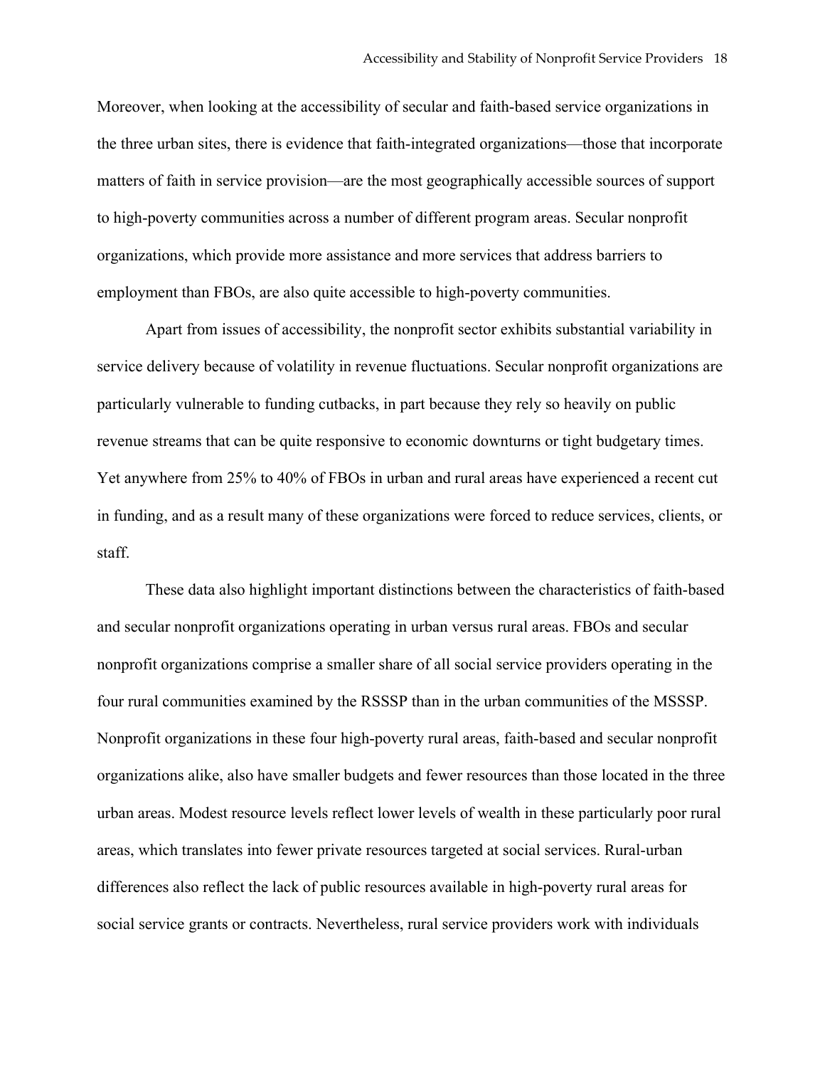Moreover, when looking at the accessibility of secular and faith-based service organizations in the three urban sites, there is evidence that faith-integrated organizations—those that incorporate matters of faith in service provision—are the most geographically accessible sources of support to high-poverty communities across a number of different program areas. Secular nonprofit organizations, which provide more assistance and more services that address barriers to employment than FBOs, are also quite accessible to high-poverty communities.

Apart from issues of accessibility, the nonprofit sector exhibits substantial variability in service delivery because of volatility in revenue fluctuations. Secular nonprofit organizations are particularly vulnerable to funding cutbacks, in part because they rely so heavily on public revenue streams that can be quite responsive to economic downturns or tight budgetary times. Yet anywhere from 25% to 40% of FBOs in urban and rural areas have experienced a recent cut in funding, and as a result many of these organizations were forced to reduce services, clients, or staff.

These data also highlight important distinctions between the characteristics of faith-based and secular nonprofit organizations operating in urban versus rural areas. FBOs and secular nonprofit organizations comprise a smaller share of all social service providers operating in the four rural communities examined by the RSSSP than in the urban communities of the MSSSP. Nonprofit organizations in these four high-poverty rural areas, faith-based and secular nonprofit organizations alike, also have smaller budgets and fewer resources than those located in the three urban areas. Modest resource levels reflect lower levels of wealth in these particularly poor rural areas, which translates into fewer private resources targeted at social services. Rural-urban differences also reflect the lack of public resources available in high-poverty rural areas for social service grants or contracts. Nevertheless, rural service providers work with individuals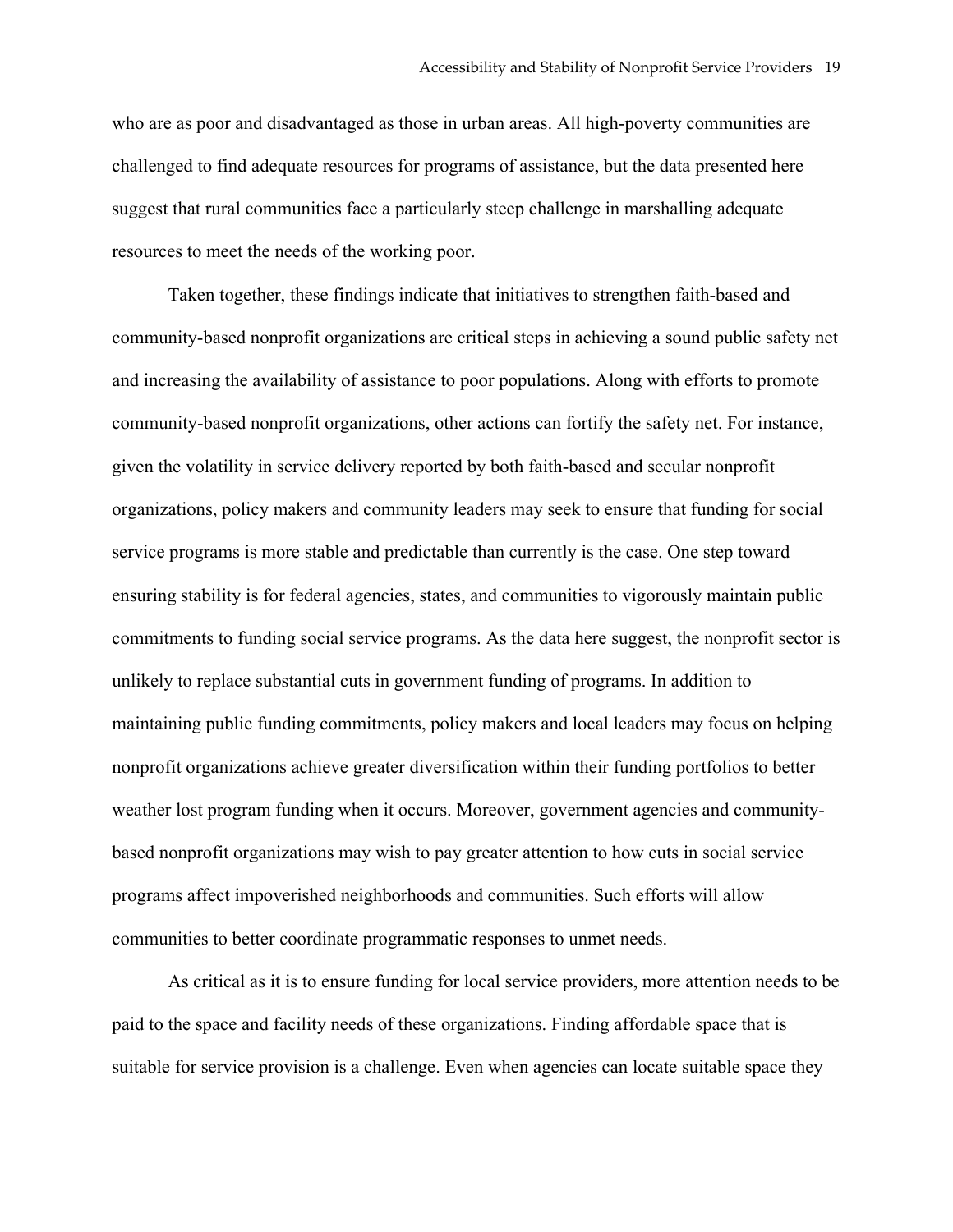who are as poor and disadvantaged as those in urban areas. All high-poverty communities are challenged to find adequate resources for programs of assistance, but the data presented here suggest that rural communities face a particularly steep challenge in marshalling adequate resources to meet the needs of the working poor.

Taken together, these findings indicate that initiatives to strengthen faith-based and community-based nonprofit organizations are critical steps in achieving a sound public safety net and increasing the availability of assistance to poor populations. Along with efforts to promote community-based nonprofit organizations, other actions can fortify the safety net. For instance, given the volatility in service delivery reported by both faith-based and secular nonprofit organizations, policy makers and community leaders may seek to ensure that funding for social service programs is more stable and predictable than currently is the case. One step toward ensuring stability is for federal agencies, states, and communities to vigorously maintain public commitments to funding social service programs. As the data here suggest, the nonprofit sector is unlikely to replace substantial cuts in government funding of programs. In addition to maintaining public funding commitments, policy makers and local leaders may focus on helping nonprofit organizations achieve greater diversification within their funding portfolios to better weather lost program funding when it occurs. Moreover, government agencies and community-based nonprofit organizations may wish to pay greater attention to how cuts in social service programs affect impoverished neighborhoods and communities. Such efforts will allow communities to better coordinate programmatic responses to unmet needs.

As critical as it is to ensure funding for local service providers, more attention needs to be paid to the space and facility needs of these organizations. Finding affordable space that is suitable for service provision is a challenge. Even when agencies can locate suitable space they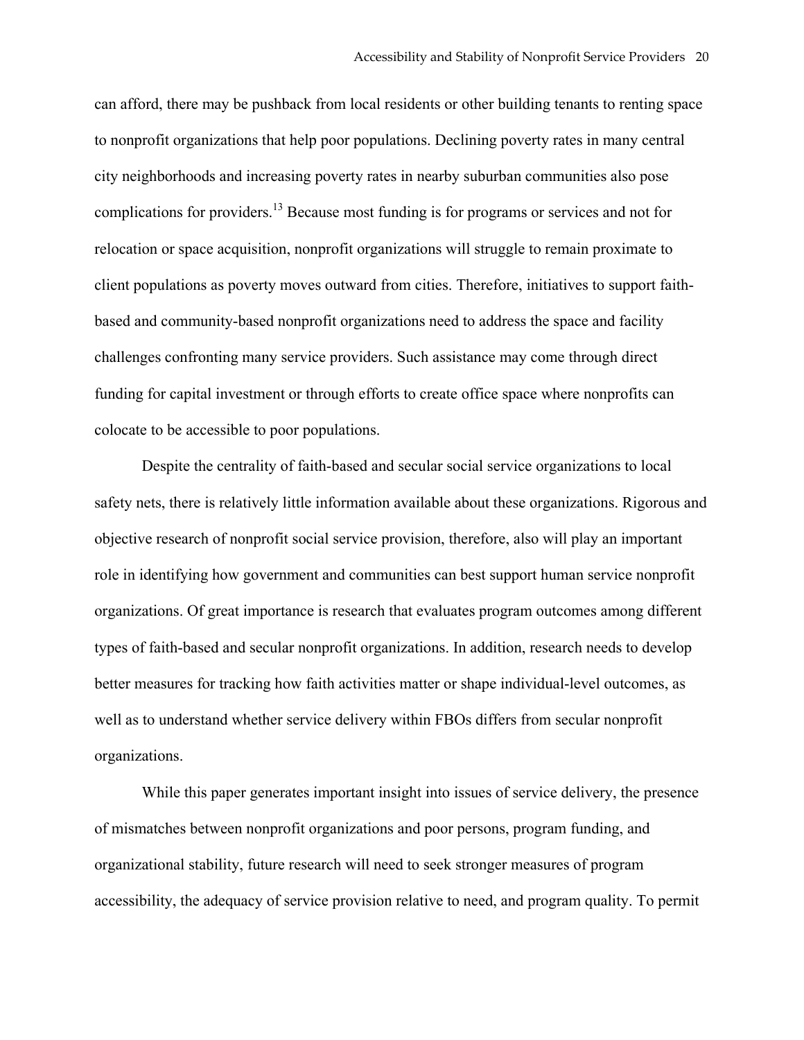can afford, there may be pushback from local residents or other building tenants to renting space to nonprofit organizations that help poor populations. Declining poverty rates in many central city neighborhoods and increasing poverty rates in nearby suburban communities also pose complications for providers.[13] Because most funding is for programs or services and not for relocation or space acquisition, nonprofit organizations will struggle to remain proximate to client populations as poverty moves outward from cities. Therefore, initiatives to support faith-based and community-based nonprofit organizations need to address the space and facility challenges confronting many service providers. Such assistance may come through direct funding for capital investment or through efforts to create office space where nonprofits can colocate to be accessible to poor populations.

Despite the centrality of faith-based and secular social service organizations to local safety nets, there is relatively little information available about these organizations. Rigorous and objective research of nonprofit social service provision, therefore, also will play an important role in identifying how government and communities can best support human service nonprofit organizations. Of great importance is research that evaluates program outcomes among different types of faith-based and secular nonprofit organizations. In addition, research needs to develop better measures for tracking how faith activities matter or shape individual-level outcomes, as well as to understand whether service delivery within FBOs differs from secular nonprofit organizations.

While this paper generates important insight into issues of service delivery, the presence of mismatches between nonprofit organizations and poor persons, program funding, and organizational stability, future research will need to seek stronger measures of program accessibility, the adequacy of service provision relative to need, and program quality. To permit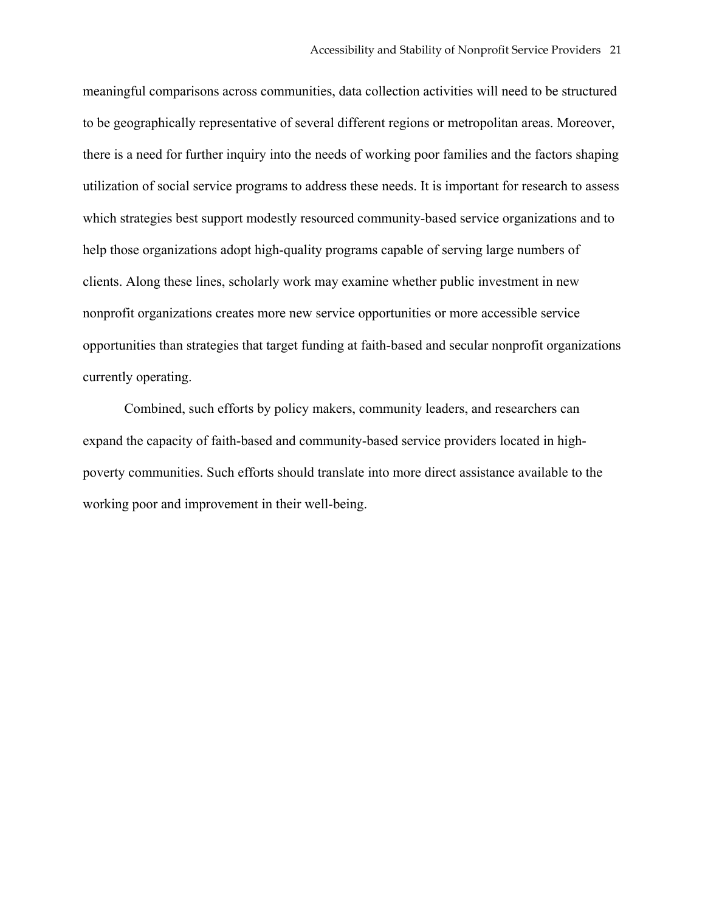meaningful comparisons across communities, data collection activities will need to be structured to be geographically representative of several different regions or metropolitan areas. Moreover, there is a need for further inquiry into the needs of working poor families and the factors shaping utilization of social service programs to address these needs. It is important for research to assess which strategies best support modestly resourced community-based service organizations and to help those organizations adopt high-quality programs capable of serving large numbers of clients. Along these lines, scholarly work may examine whether public investment in new nonprofit organizations creates more new service opportunities or more accessible service opportunities than strategies that target funding at faith-based and secular nonprofit organizations currently operating.

Combined, such efforts by policy makers, community leaders, and researchers can expand the capacity of faith-based and community-based service providers located in high-poverty communities. Such efforts should translate into more direct assistance available to the working poor and improvement in their well-being.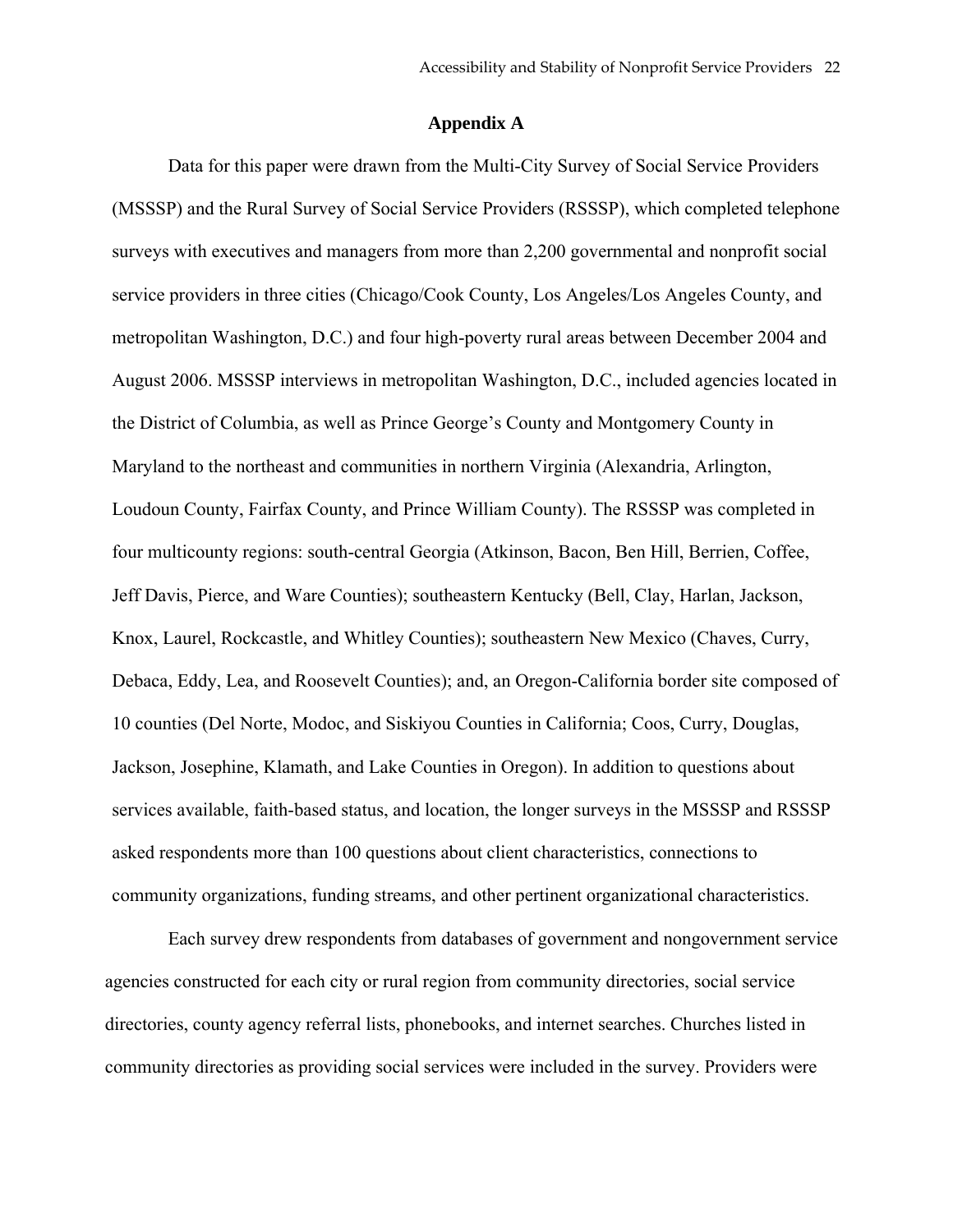## Appendix A

Data for this paper were drawn from the Multi-City Survey of Social Service Providers (MSSSP) and the Rural Survey of Social Service Providers (RSSSP), which completed telephone surveys with executives and managers from more than 2,200 governmental and nonprofit social service providers in three cities (Chicago/Cook County, Los Angeles/Los Angeles County, and metropolitan Washington, D.C.) and four high-poverty rural areas between December 2004 and August 2006. MSSSP interviews in metropolitan Washington, D.C., included agencies located in the District of Columbia, as well as Prince George's County and Montgomery County in Maryland to the northeast and communities in northern Virginia (Alexandria, Arlington, Loudoun County, Fairfax County, and Prince William County). The RSSSP was completed in four multicounty regions: south-central Georgia (Atkinson, Bacon, Ben Hill, Berrien, Coffee, Jeff Davis, Pierce, and Ware Counties); southeastern Kentucky (Bell, Clay, Harlan, Jackson, Knox, Laurel, Rockcastle, and Whitley Counties); southeastern New Mexico (Chaves, Curry, Debaca, Eddy, Lea, and Roosevelt Counties); and, an Oregon-California border site composed of 10 counties (Del Norte, Modoc, and Siskiyou Counties in California; Coos, Curry, Douglas, Jackson, Josephine, Klamath, and Lake Counties in Oregon). In addition to questions about services available, faith-based status, and location, the longer surveys in the MSSSP and RSSSP asked respondents more than 100 questions about client characteristics, connections to community organizations, funding streams, and other pertinent organizational characteristics.

Each survey drew respondents from databases of government and nongovernment service agencies constructed for each city or rural region from community directories, social service directories, county agency referral lists, phonebooks, and internet searches. Churches listed in community directories as providing social services were included in the survey. Providers were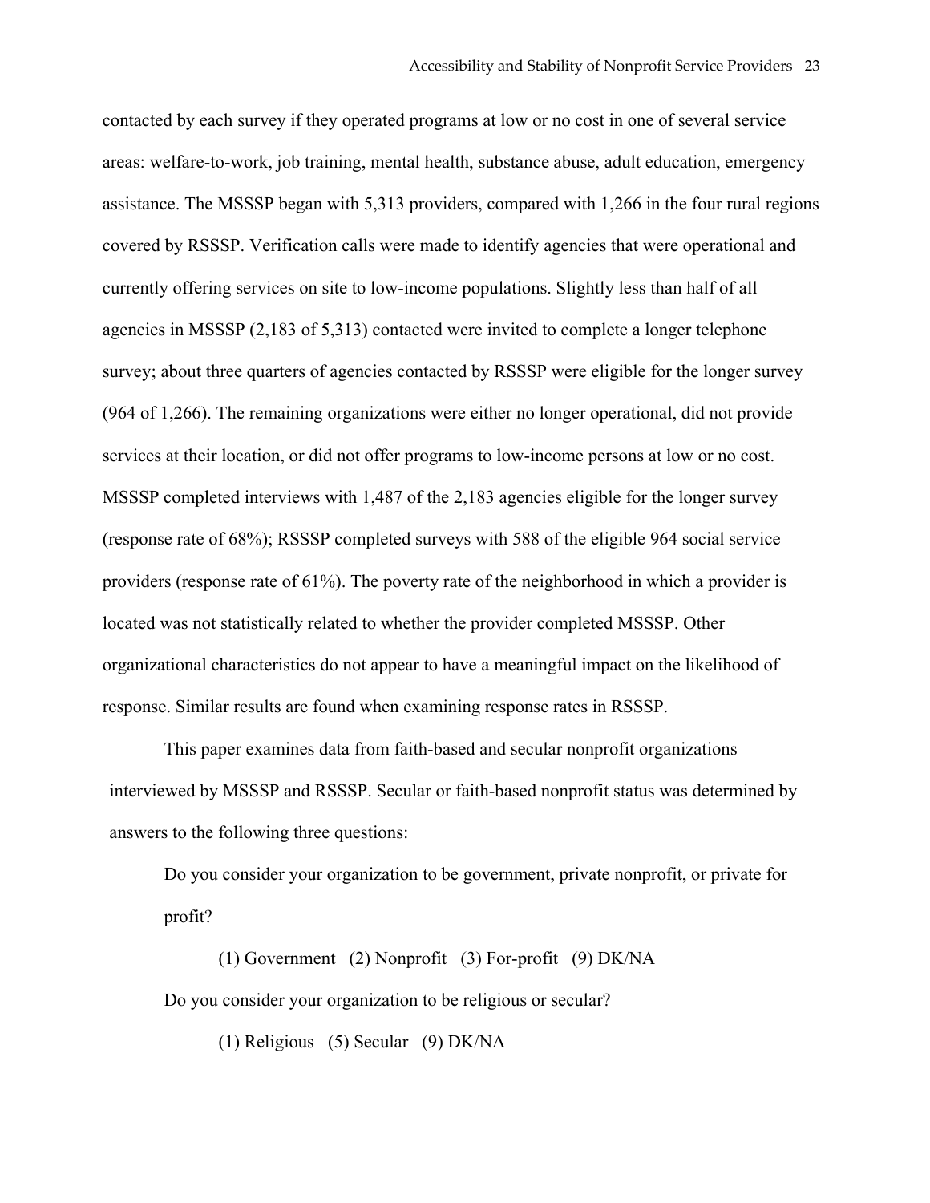contacted by each survey if they operated programs at low or no cost in one of several service areas: welfare-to-work, job training, mental health, substance abuse, adult education, emergency assistance. The MSSSP began with 5,313 providers, compared with 1,266 in the four rural regions covered by RSSSP. Verification calls were made to identify agencies that were operational and currently offering services on site to low-income populations. Slightly less than half of all agencies in MSSSP (2,183 of 5,313) contacted were invited to complete a longer telephone survey; about three quarters of agencies contacted by RSSSP were eligible for the longer survey (964 of 1,266). The remaining organizations were either no longer operational, did not provide services at their location, or did not offer programs to low-income persons at low or no cost. MSSSP completed interviews with 1,487 of the 2,183 agencies eligible for the longer survey (response rate of 68%); RSSSP completed surveys with 588 of the eligible 964 social service providers (response rate of 61%). The poverty rate of the neighborhood in which a provider is located was not statistically related to whether the provider completed MSSSP. Other organizational characteristics do not appear to have a meaningful impact on the likelihood of response. Similar results are found when examining response rates in RSSSP.

This paper examines data from faith-based and secular nonprofit organizations interviewed by MSSSP and RSSSP. Secular or faith-based nonprofit status was determined by answers to the following three questions:

> Do you consider your organization to be government, private nonprofit, or private for profit?
>
> (1) Government (2) Nonprofit (3) For-profit (9) DK/NA
>
> Do you consider your organization to be religious or secular?
>
> (1) Religious (5) Secular (9) DK/NA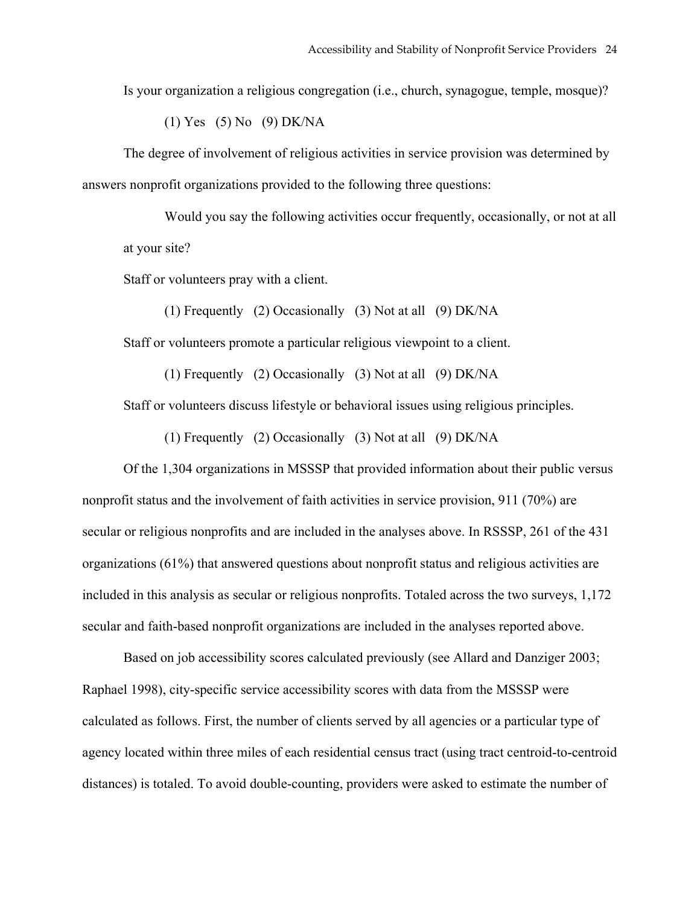Is your organization a religious congregation (i.e., church, synagogue, temple, mosque)?

(1) Yes (5) No (9) DK/NA

The degree of involvement of religious activities in service provision was determined by answers nonprofit organizations provided to the following three questions:

Would you say the following activities occur frequently, occasionally, or not at all at your site?

Staff or volunteers pray with a client.

(1) Frequently (2) Occasionally (3) Not at all (9) DK/NA

Staff or volunteers promote a particular religious viewpoint to a client.

(1) Frequently (2) Occasionally (3) Not at all (9) DK/NA

Staff or volunteers discuss lifestyle or behavioral issues using religious principles.

(1) Frequently (2) Occasionally (3) Not at all (9) DK/NA

Of the 1,304 organizations in MSSSP that provided information about their public versus nonprofit status and the involvement of faith activities in service provision, 911 (70%) are secular or religious nonprofits and are included in the analyses above. In RSSSP, 261 of the 431 organizations (61%) that answered questions about nonprofit status and religious activities are included in this analysis as secular or religious nonprofits. Totaled across the two surveys, 1,172 secular and faith-based nonprofit organizations are included in the analyses reported above.

Based on job accessibility scores calculated previously (see Allard and Danziger 2003; Raphael 1998), city-specific service accessibility scores with data from the MSSSP were calculated as follows. First, the number of clients served by all agencies or a particular type of agency located within three miles of each residential census tract (using tract centroid-to-centroid distances) is totaled. To avoid double-counting, providers were asked to estimate the number of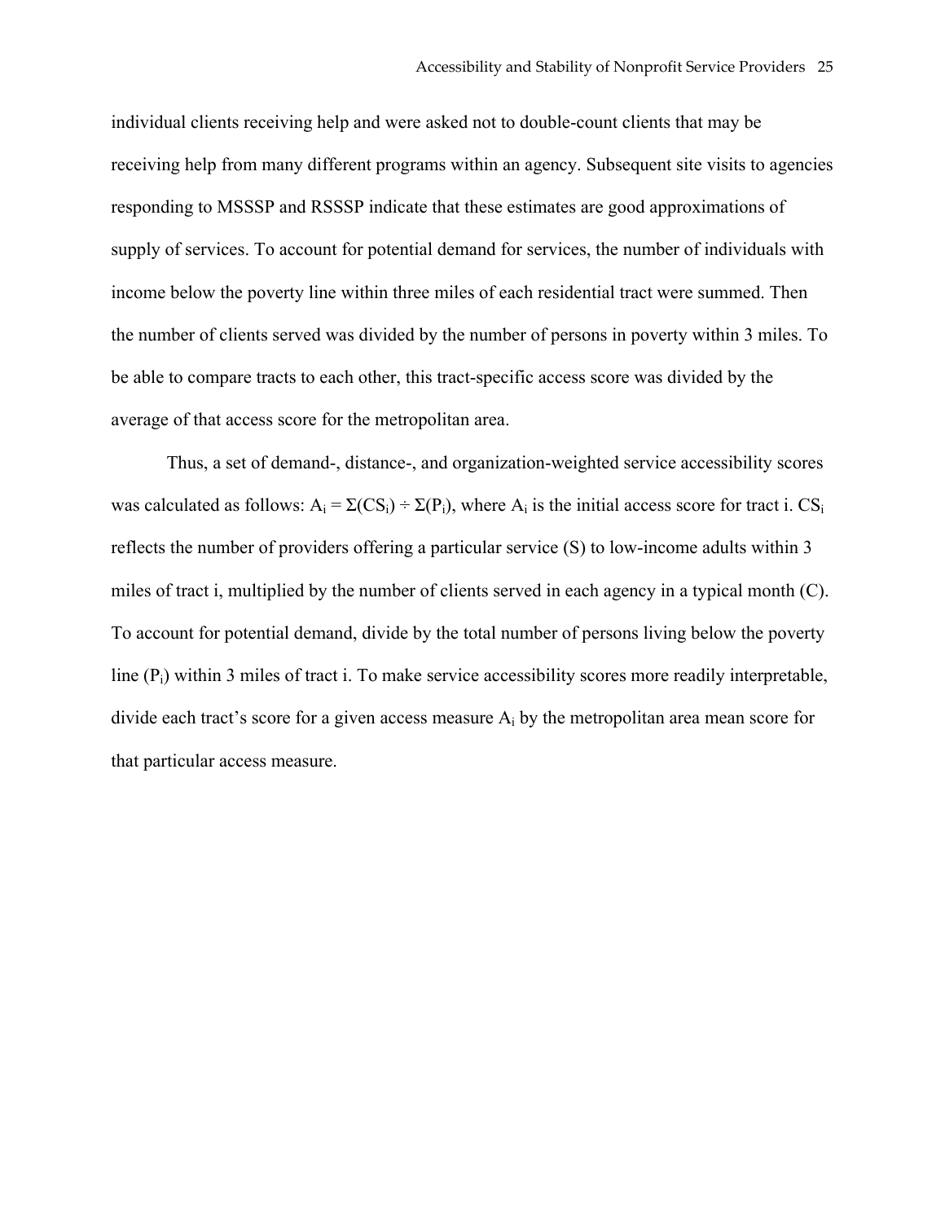individual clients receiving help and were asked not to double-count clients that may be receiving help from many different programs within an agency. Subsequent site visits to agencies responding to MSSSP and RSSSP indicate that these estimates are good approximations of supply of services. To account for potential demand for services, the number of individuals with income below the poverty line within three miles of each residential tract were summed. Then the number of clients served was divided by the number of persons in poverty within 3 miles. To be able to compare tracts to each other, this tract-specific access score was divided by the average of that access score for the metropolitan area.

Thus, a set of demand-, distance-, and organization-weighted service accessibility scores was calculated as follows: $A_i = \Sigma(CS_i) \div \Sigma(P_i)$, where $A_i$ is the initial access score for tract i. $CS_i$ reflects the number of providers offering a particular service (S) to low-income adults within 3 miles of tract i, multiplied by the number of clients served in each agency in a typical month (C). To account for potential demand, divide by the total number of persons living below the poverty line ($P_i$) within 3 miles of tract i. To make service accessibility scores more readily interpretable, divide each tract's score for a given access measure $A_i$ by the metropolitan area mean score for that particular access measure.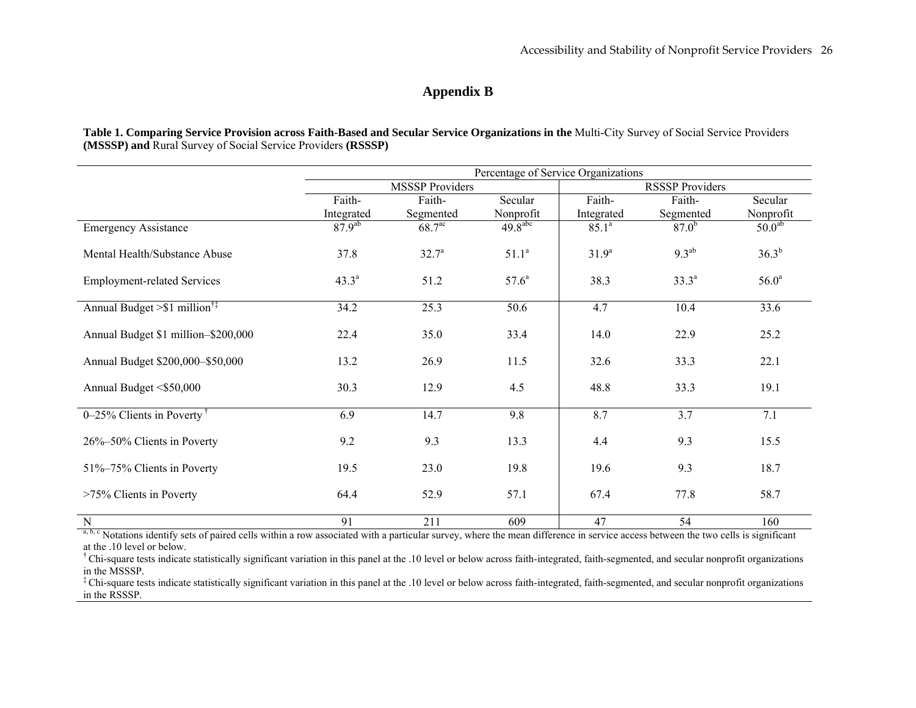## Appendix B

**Table 1. Comparing Service Provision across Faith-Based and Secular Service Organizations in the** Multi-City Survey of Social Service Providers **(MSSSP) and** Rural Survey of Social Service Providers **(RSSSP)**

| | Percentage of Service Organizations | | | | | |
|---|---|---|---|---|---|---|
| | MSSSP Providers | | | RSSSP Providers | | |
| | Faith-Integrated | Faith-Segmented | Secular Nonprofit | Faith-Integrated | Faith-Segmented | Secular Nonprofit |
| Emergency Assistance | 87.9[ab] | 68.7[ac] | 49.8[abc] | 85.1[a] | 87.0[b] | 50.0[ab] |
| Mental Health/Substance Abuse | 37.8 | 32.7[a] | 51.1[a] | 31.9[a] | 9.3[ab] | 36.3[b] |
| Employment-related Services | 43.3[a] | 51.2 | 57.6[a] | 38.3 | 33.3[a] | 56.0[a] |
| Annual Budget >$1 million[†‡] | 34.2 | 25.3 | 50.6 | 4.7 | 10.4 | 33.6 |
| Annual Budget $1 million–$200,000 | 22.4 | 35.0 | 33.4 | 14.0 | 22.9 | 25.2 |
| Annual Budget $200,000–$50,000 | 13.2 | 26.9 | 11.5 | 32.6 | 33.3 | 22.1 |
| Annual Budget <$50,000 | 30.3 | 12.9 | 4.5 | 48.8 | 33.3 | 19.1 |
| 0–25% Clients in Poverty[†] | 6.9 | 14.7 | 9.8 | 8.7 | 3.7 | 7.1 |
| 26%–50% Clients in Poverty | 9.2 | 9.3 | 13.3 | 4.4 | 9.3 | 15.5 |
| 51%–75% Clients in Poverty | 19.5 | 23.0 | 19.8 | 19.6 | 9.3 | 18.7 |
| >75% Clients in Poverty | 64.4 | 52.9 | 57.1 | 67.4 | 77.8 | 58.7 |
| N | 91 | 211 | 609 | 47 | 54 | 160 |

[a, b, c] Notations identify sets of paired cells within a row associated with a particular survey, where the mean difference in service access between the two cells is significant at the .10 level or below.

[†] Chi-square tests indicate statistically significant variation in this panel at the .10 level or below across faith-integrated, faith-segmented, and secular nonprofit organizations in the MSSSP.

[‡] Chi-square tests indicate statistically significant variation in this panel at the .10 level or below across faith-integrated, faith-segmented, and secular nonprofit organizations in the RSSSP.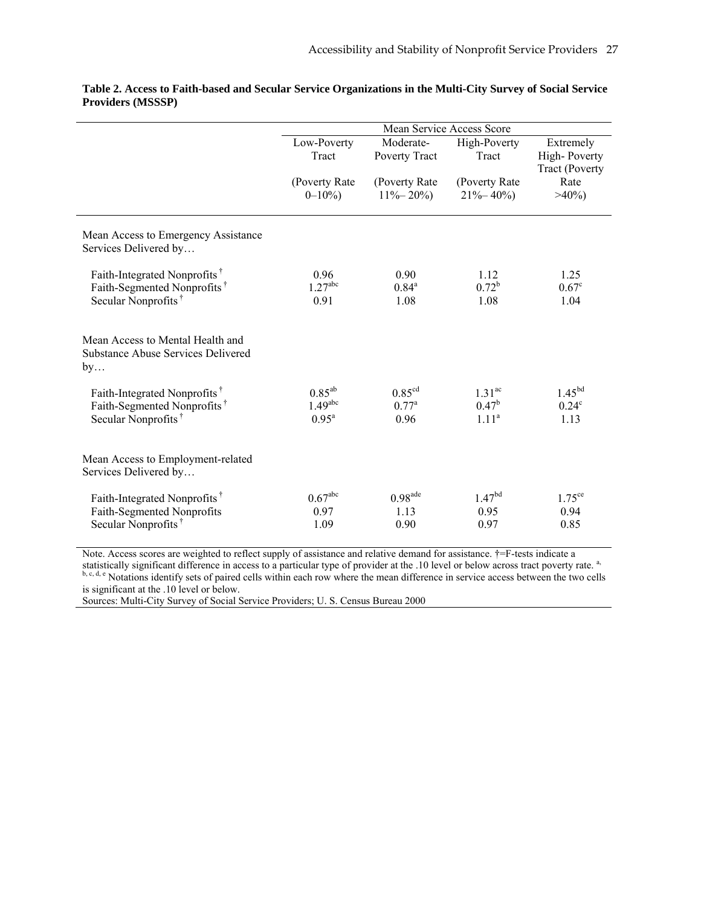**Table 2. Access to Faith-based and Secular Service Organizations in the Multi-City Survey of Social Service Providers (MSSSP)**

| | Mean Service Access Score | | | |
|---|---|---|---|---|
| | Low-Poverty Tract (Poverty Rate 0–10%) | Moderate-Poverty Tract (Poverty Rate 11%– 20%) | High-Poverty Tract (Poverty Rate 21%– 40%) | Extremely High- Poverty Tract (Poverty Rate >40%) |
| Mean Access to Emergency Assistance Services Delivered by… | | | | |
| Faith-Integrated Nonprofits † | 0.96 | 0.90 | 1.12 | 1.25 |
| Faith-Segmented Nonprofits † | 1.27[abc] | 0.84[a] | 0.72[b] | 0.67[c] |
| Secular Nonprofits † | 0.91 | 1.08 | 1.08 | 1.04 |
| Mean Access to Mental Health and Substance Abuse Services Delivered by… | | | | |
| Faith-Integrated Nonprofits † | 0.85[ab] | 0.85[cd] | 1.31[ac] | 1.45[bd] |
| Faith-Segmented Nonprofits † | 1.49[abc] | 0.77[a] | 0.47[b] | 0.24[c] |
| Secular Nonprofits † | 0.95[a] | 0.96 | 1.11[a] | 1.13 |
| Mean Access to Employment-related Services Delivered by… | | | | |
| Faith-Integrated Nonprofits † | 0.67[abc] | 0.98[ade] | 1.47[bd] | 1.75[ce] |
| Faith-Segmented Nonprofits | 0.97 | 1.13 | 0.95 | 0.94 |
| Secular Nonprofits † | 1.09 | 0.90 | 0.97 | 0.85 |

Note. Access scores are weighted to reflect supply of assistance and relative demand for assistance. †=F-tests indicate a statistically significant difference in access to a particular type of provider at the .10 level or below across tract poverty rate. [a, b, c, d, e] Notations identify sets of paired cells within each row where the mean difference in service access between the two cells is significant at the .10 level or below.

Sources: Multi-City Survey of Social Service Providers; U. S. Census Bureau 2000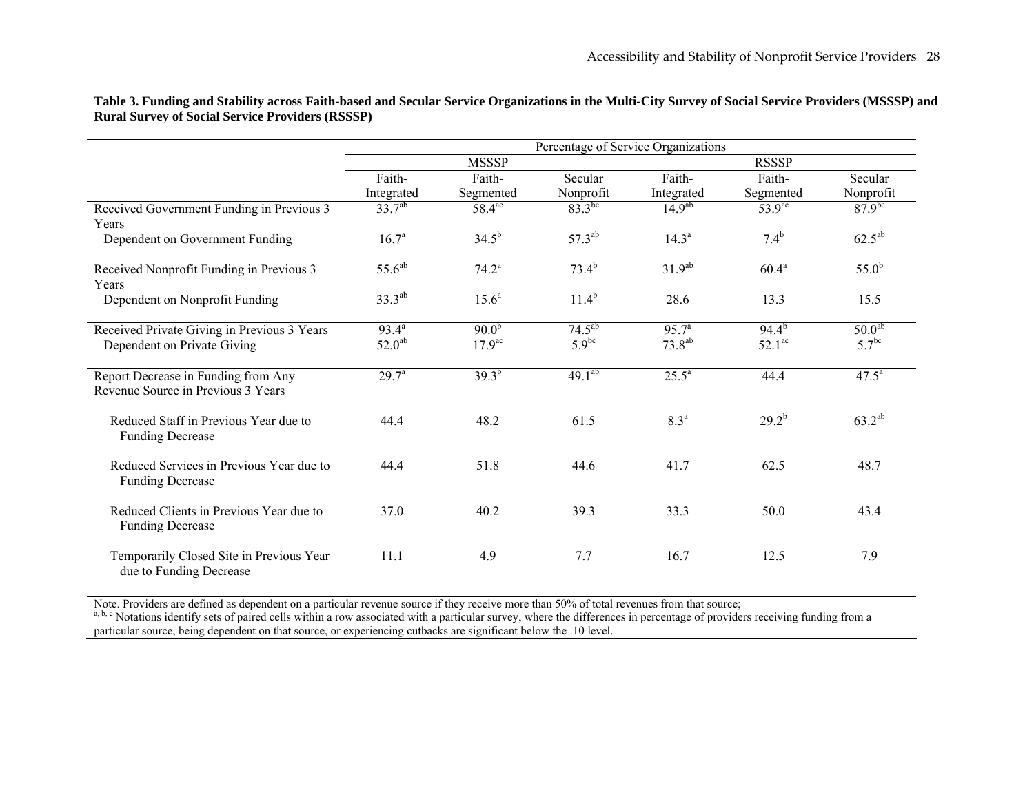**Table 3. Funding and Stability across Faith-based and Secular Service Organizations in the Multi-City Survey of Social Service Providers (MSSSP) and Rural Survey of Social Service Providers (RSSSP)**

| | Percentage of Service Organizations | | | | | |
|---|---|---|---|---|---|---|
| | MSSSP | | | RSSSP | | |
| | Faith-Integrated | Faith-Segmented | Secular Nonprofit | Faith-Integrated | Faith-Segmented | Secular Nonprofit |
| Received Government Funding in Previous 3 Years | 33.7[ab] | 58.4[ac] | 83.3[bc] | 14.9[ab] | 53.9[ac] | 87.9[bc] |
| Dependent on Government Funding | 16.7[a] | 34.5[b] | 57.3[ab] | 14.3[a] | 7.4[b] | 62.5[ab] |
| Received Nonprofit Funding in Previous 3 Years | 55.6[ab] | 74.2[a] | 73.4[b] | 31.9[ab] | 60.4[a] | 55.0[b] |
| Dependent on Nonprofit Funding | 33.3[ab] | 15.6[a] | 11.4[b] | 28.6 | 13.3 | 15.5 |
| Received Private Giving in Previous 3 Years | 93.4[a] | 90.0[b] | 74.5[ab] | 95.7[a] | 94.4[b] | 50.0[ab] |
| Dependent on Private Giving | 52.0[ab] | 17.9[ac] | 5.9[bc] | 73.8[ab] | 52.1[ac] | 5.7[bc] |
| Report Decrease in Funding from Any Revenue Source in Previous 3 Years | 29.7[a] | 39.3[b] | 49.1[ab] | 25.5[a] | 44.4 | 47.5[a] |
| Reduced Staff in Previous Year due to Funding Decrease | 44.4 | 48.2 | 61.5 | 8.3[a] | 29.2[b] | 63.2[ab] |
| Reduced Services in Previous Year due to Funding Decrease | 44.4 | 51.8 | 44.6 | 41.7 | 62.5 | 48.7 |
| Reduced Clients in Previous Year due to Funding Decrease | 37.0 | 40.2 | 39.3 | 33.3 | 50.0 | 43.4 |
| Temporarily Closed Site in Previous Year due to Funding Decrease | 11.1 | 4.9 | 7.7 | 16.7 | 12.5 | 7.9 |

Note. Providers are defined as dependent on a particular revenue source if they receive more than 50% of total revenues from that source;
[a, b, c] Notations identify sets of paired cells within a row associated with a particular survey, where the differences in percentage of providers receiving funding from a particular source, being dependent on that source, or experiencing cutbacks are significant below the .10 level.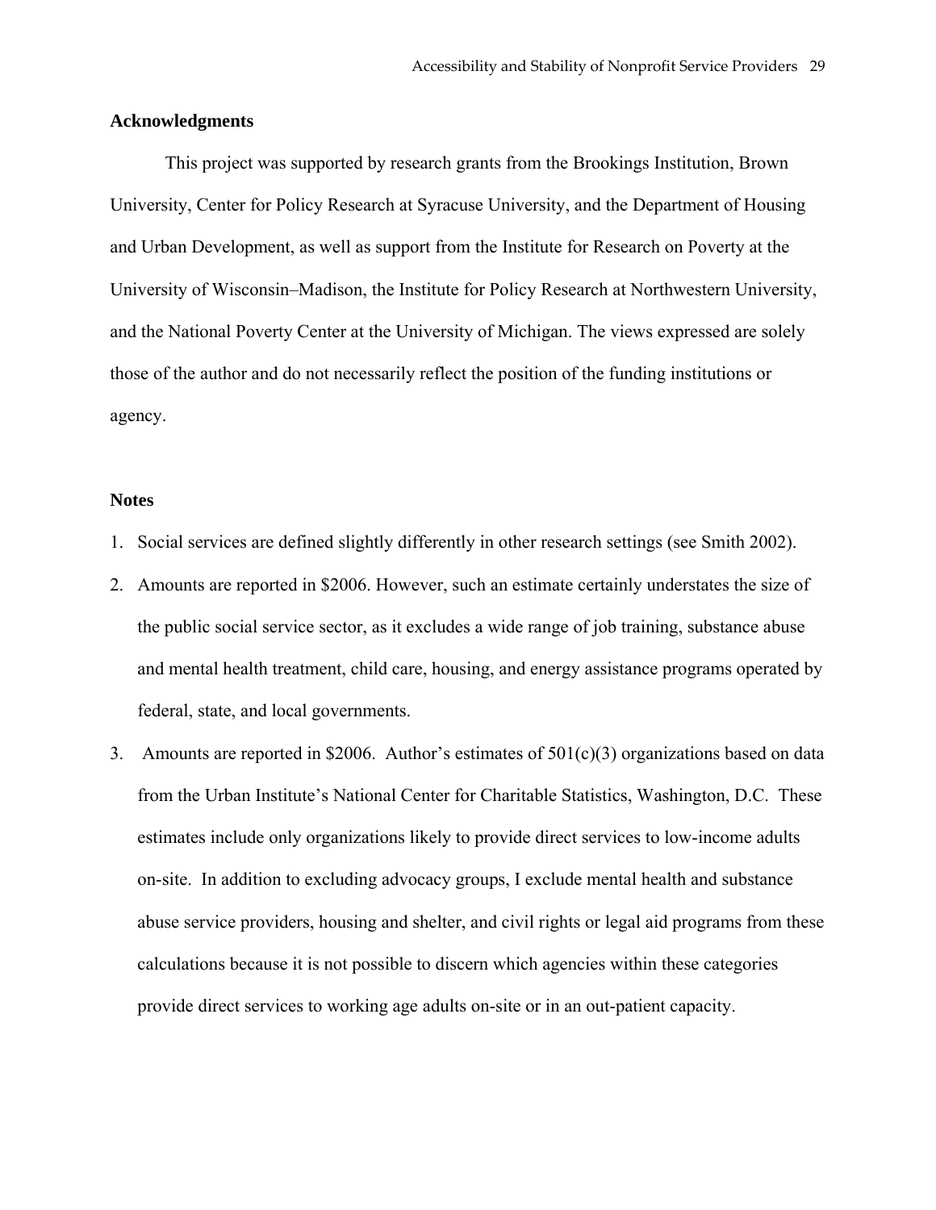## Acknowledgments

This project was supported by research grants from the Brookings Institution, Brown University, Center for Policy Research at Syracuse University, and the Department of Housing and Urban Development, as well as support from the Institute for Research on Poverty at the University of Wisconsin–Madison, the Institute for Policy Research at Northwestern University, and the National Poverty Center at the University of Michigan. The views expressed are solely those of the author and do not necessarily reflect the position of the funding institutions or agency.

## Notes

1. Social services are defined slightly differently in other research settings (see Smith 2002).
2. Amounts are reported in $2006. However, such an estimate certainly understates the size of the public social service sector, as it excludes a wide range of job training, substance abuse and mental health treatment, child care, housing, and energy assistance programs operated by federal, state, and local governments.
3. Amounts are reported in $2006. Author's estimates of 501(c)(3) organizations based on data from the Urban Institute's National Center for Charitable Statistics, Washington, D.C. These estimates include only organizations likely to provide direct services to low-income adults on-site. In addition to excluding advocacy groups, I exclude mental health and substance abuse service providers, housing and shelter, and civil rights or legal aid programs from these calculations because it is not possible to discern which agencies within these categories provide direct services to working age adults on-site or in an out-patient capacity.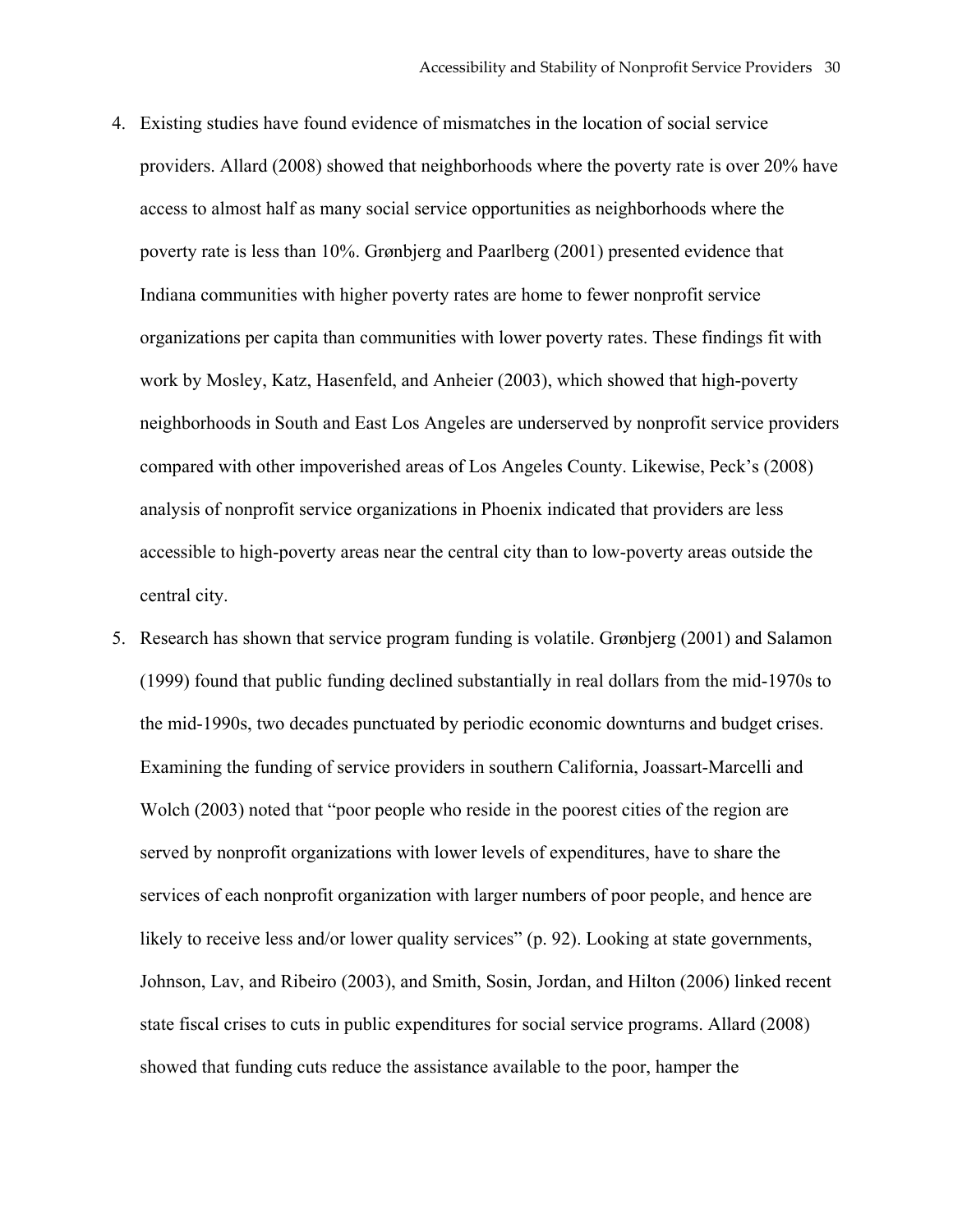4. Existing studies have found evidence of mismatches in the location of social service providers. Allard (2008) showed that neighborhoods where the poverty rate is over 20% have access to almost half as many social service opportunities as neighborhoods where the poverty rate is less than 10%. Grønbjerg and Paarlberg (2001) presented evidence that Indiana communities with higher poverty rates are home to fewer nonprofit service organizations per capita than communities with lower poverty rates. These findings fit with work by Mosley, Katz, Hasenfeld, and Anheier (2003), which showed that high-poverty neighborhoods in South and East Los Angeles are underserved by nonprofit service providers compared with other impoverished areas of Los Angeles County. Likewise, Peck's (2008) analysis of nonprofit service organizations in Phoenix indicated that providers are less accessible to high-poverty areas near the central city than to low-poverty areas outside the central city.
5. Research has shown that service program funding is volatile. Grønbjerg (2001) and Salamon (1999) found that public funding declined substantially in real dollars from the mid-1970s to the mid-1990s, two decades punctuated by periodic economic downturns and budget crises. Examining the funding of service providers in southern California, Joassart-Marcelli and Wolch (2003) noted that "poor people who reside in the poorest cities of the region are served by nonprofit organizations with lower levels of expenditures, have to share the services of each nonprofit organization with larger numbers of poor people, and hence are likely to receive less and/or lower quality services" (p. 92). Looking at state governments, Johnson, Lav, and Ribeiro (2003), and Smith, Sosin, Jordan, and Hilton (2006) linked recent state fiscal crises to cuts in public expenditures for social service programs. Allard (2008) showed that funding cuts reduce the assistance available to the poor, hamper the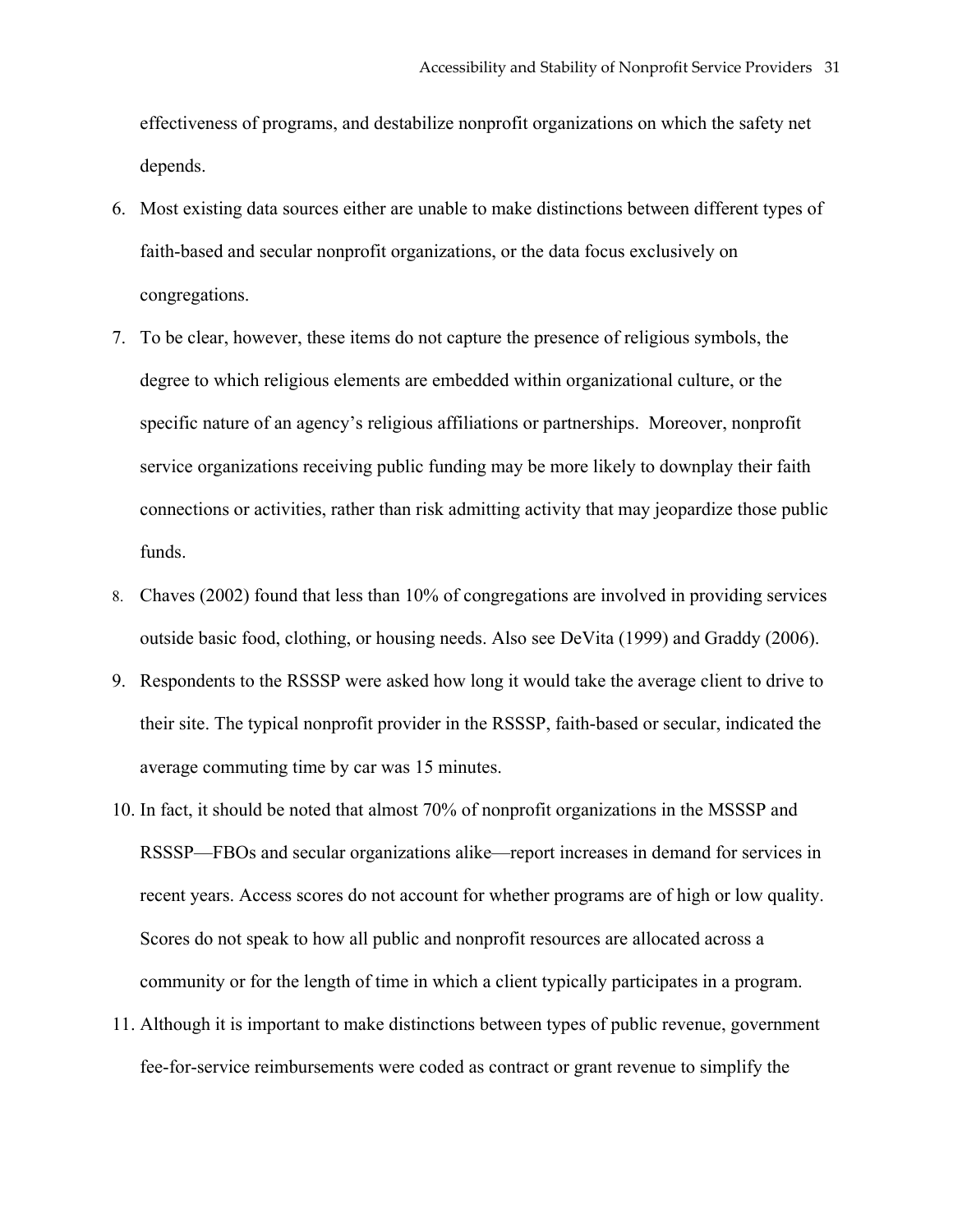effectiveness of programs, and destabilize nonprofit organizations on which the safety net depends.

6. Most existing data sources either are unable to make distinctions between different types of faith-based and secular nonprofit organizations, or the data focus exclusively on congregations.
7. To be clear, however, these items do not capture the presence of religious symbols, the degree to which religious elements are embedded within organizational culture, or the specific nature of an agency's religious affiliations or partnerships. Moreover, nonprofit service organizations receiving public funding may be more likely to downplay their faith connections or activities, rather than risk admitting activity that may jeopardize those public funds.
8. Chaves (2002) found that less than 10% of congregations are involved in providing services outside basic food, clothing, or housing needs. Also see DeVita (1999) and Graddy (2006).
9. Respondents to the RSSSP were asked how long it would take the average client to drive to their site. The typical nonprofit provider in the RSSSP, faith-based or secular, indicated the average commuting time by car was 15 minutes.
10. In fact, it should be noted that almost 70% of nonprofit organizations in the MSSSP and RSSSP—FBOs and secular organizations alike—report increases in demand for services in recent years. Access scores do not account for whether programs are of high or low quality. Scores do not speak to how all public and nonprofit resources are allocated across a community or for the length of time in which a client typically participates in a program.
11. Although it is important to make distinctions between types of public revenue, government fee-for-service reimbursements were coded as contract or grant revenue to simplify the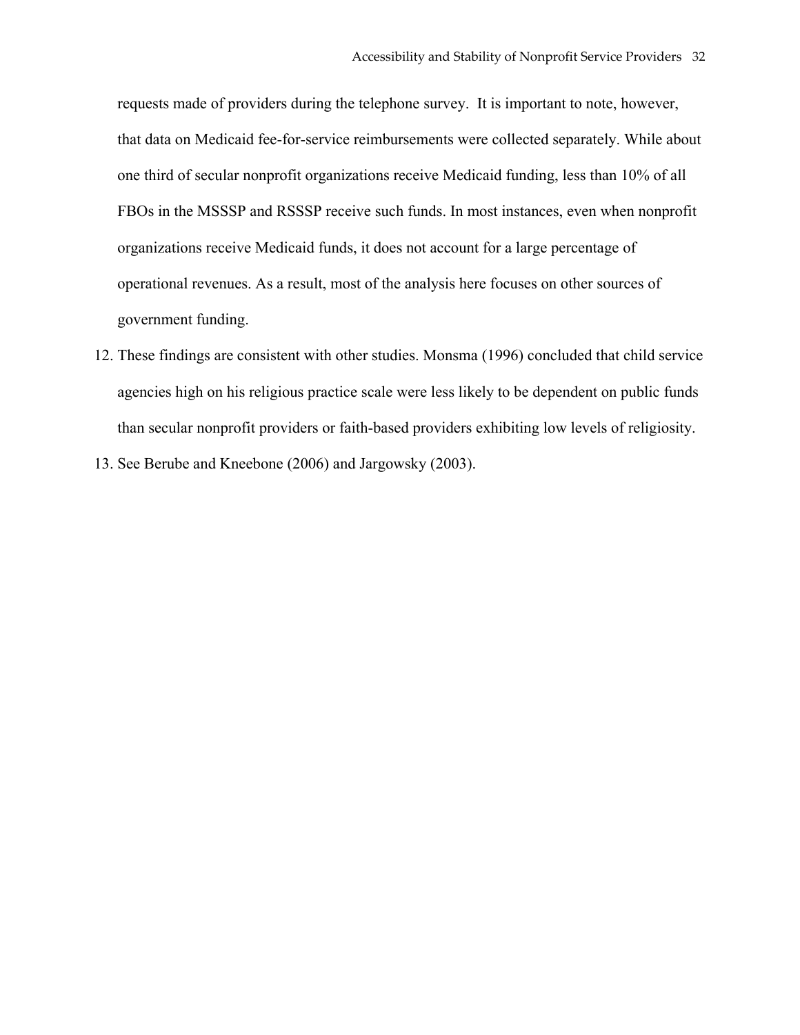requests made of providers during the telephone survey. It is important to note, however, that data on Medicaid fee-for-service reimbursements were collected separately. While about one third of secular nonprofit organizations receive Medicaid funding, less than 10% of all FBOs in the MSSSP and RSSSP receive such funds. In most instances, even when nonprofit organizations receive Medicaid funds, it does not account for a large percentage of operational revenues. As a result, most of the analysis here focuses on other sources of government funding.

12. These findings are consistent with other studies. Monsma (1996) concluded that child service agencies high on his religious practice scale were less likely to be dependent on public funds than secular nonprofit providers or faith-based providers exhibiting low levels of religiosity.
13. See Berube and Kneebone (2006) and Jargowsky (2003).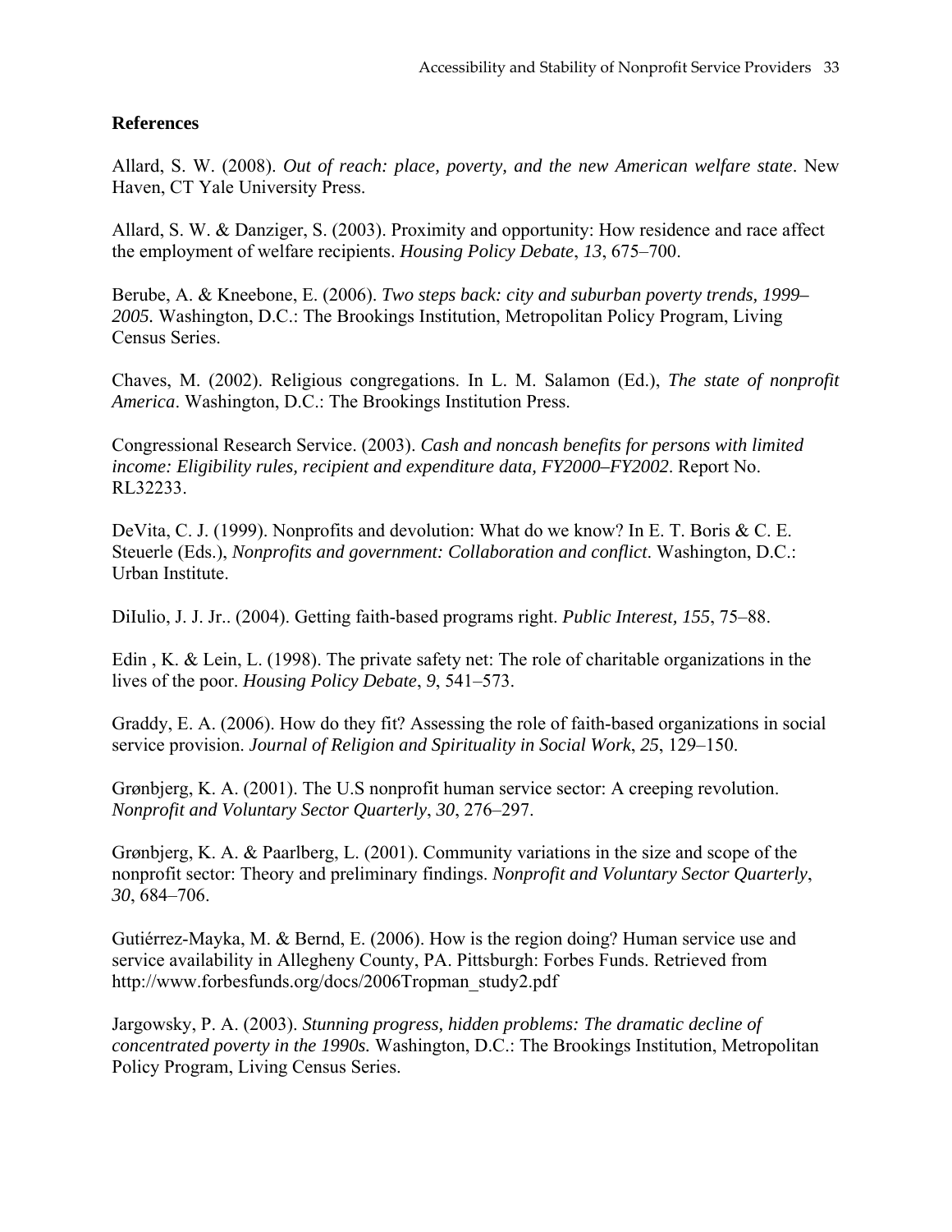**References**

Allard, S. W. (2008). *Out of reach: place, poverty, and the new American welfare state*. New Haven, CT Yale University Press.

Allard, S. W. & Danziger, S. (2003). Proximity and opportunity: How residence and race affect the employment of welfare recipients. *Housing Policy Debate*, *13*, 675–700.

Berube, A. & Kneebone, E. (2006). *Two steps back: city and suburban poverty trends, 1999–2005.* Washington, D.C.: The Brookings Institution, Metropolitan Policy Program, Living Census Series.

Chaves, M. (2002). Religious congregations. In L. M. Salamon (Ed.), *The state of nonprofit America*. Washington, D.C.: The Brookings Institution Press.

Congressional Research Service. (2003). *Cash and noncash benefits for persons with limited income: Eligibility rules, recipient and expenditure data, FY2000–FY2002*. Report No. RL32233.

DeVita, C. J. (1999). Nonprofits and devolution: What do we know? In E. T. Boris & C. E. Steuerle (Eds.), *Nonprofits and government: Collaboration and conflict*. Washington, D.C.: Urban Institute.

DiIulio, J. J. Jr.. (2004). Getting faith-based programs right. *Public Interest, 155*, 75–88.

Edin , K. & Lein, L. (1998). The private safety net: The role of charitable organizations in the lives of the poor. *Housing Policy Debate*, *9*, 541–573.

Graddy, E. A. (2006). How do they fit? Assessing the role of faith-based organizations in social service provision. *Journal of Religion and Spirituality in Social Work*, *25*, 129–150.

Grønbjerg, K. A. (2001). The U.S nonprofit human service sector: A creeping revolution. *Nonprofit and Voluntary Sector Quarterly*, *30*, 276–297.

Grønbjerg, K. A. & Paarlberg, L. (2001). Community variations in the size and scope of the nonprofit sector: Theory and preliminary findings. *Nonprofit and Voluntary Sector Quarterly*, *30*, 684–706.

Gutiérrez-Mayka, M. & Bernd, E. (2006). How is the region doing? Human service use and service availability in Allegheny County, PA. Pittsburgh: Forbes Funds. Retrieved from http://www.forbesfunds.org/docs/2006Tropman_study2.pdf

Jargowsky, P. A. (2003). *Stunning progress, hidden problems: The dramatic decline of concentrated poverty in the 1990s.* Washington, D.C.: The Brookings Institution, Metropolitan Policy Program, Living Census Series.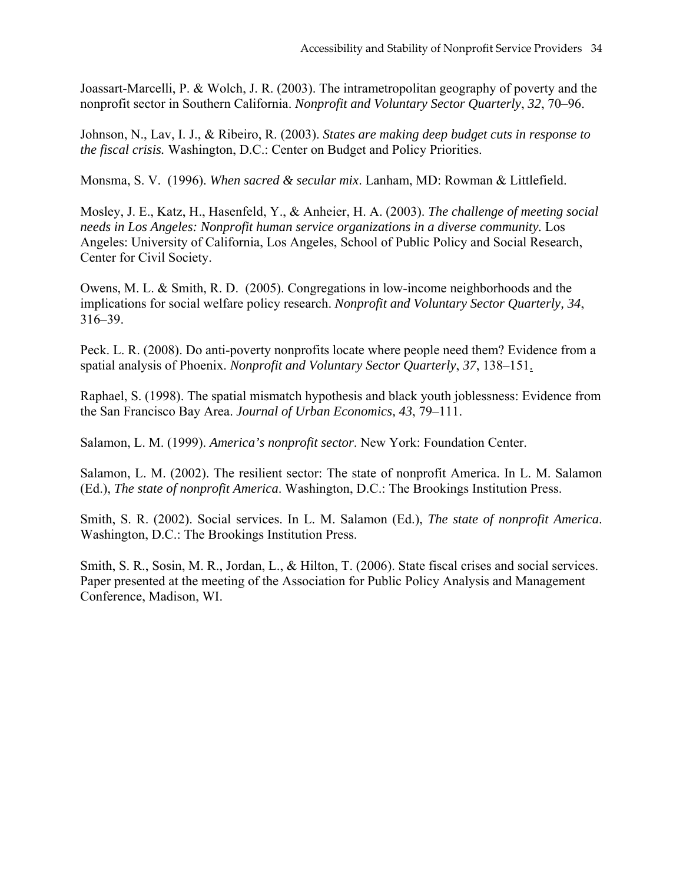Joassart-Marcelli, P. & Wolch, J. R. (2003). The intrametropolitan geography of poverty and the nonprofit sector in Southern California. *Nonprofit and Voluntary Sector Quarterly*, *32*, 70–96.

Johnson, N., Lav, I. J., & Ribeiro, R. (2003). *States are making deep budget cuts in response to the fiscal crisis.* Washington, D.C.: Center on Budget and Policy Priorities.

Monsma, S. V. (1996). *When sacred & secular mix*. Lanham, MD: Rowman & Littlefield.

Mosley, J. E., Katz, H., Hasenfeld, Y., & Anheier, H. A. (2003). *The challenge of meeting social needs in Los Angeles: Nonprofit human service organizations in a diverse community.* Los Angeles: University of California, Los Angeles, School of Public Policy and Social Research, Center for Civil Society.

Owens, M. L. & Smith, R. D. (2005). Congregations in low-income neighborhoods and the implications for social welfare policy research. *Nonprofit and Voluntary Sector Quarterly, 34*, 316–39.

Peck. L. R. (2008). Do anti-poverty nonprofits locate where people need them? Evidence from a spatial analysis of Phoenix. *Nonprofit and Voluntary Sector Quarterly*, *37*, 138–151.

Raphael, S. (1998). The spatial mismatch hypothesis and black youth joblessness: Evidence from the San Francisco Bay Area. *Journal of Urban Economics, 43*, 79–111.

Salamon, L. M. (1999). *America's nonprofit sector*. New York: Foundation Center.

Salamon, L. M. (2002). The resilient sector: The state of nonprofit America. In L. M. Salamon (Ed.), *The state of nonprofit America*. Washington, D.C.: The Brookings Institution Press.

Smith, S. R. (2002). Social services. In L. M. Salamon (Ed.), *The state of nonprofit America*. Washington, D.C.: The Brookings Institution Press.

Smith, S. R., Sosin, M. R., Jordan, L., & Hilton, T. (2006). State fiscal crises and social services. Paper presented at the meeting of the Association for Public Policy Analysis and Management Conference, Madison, WI.